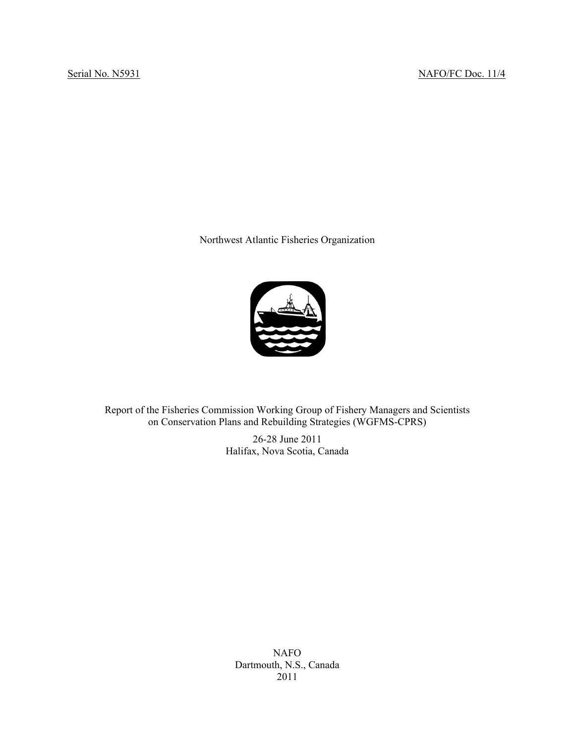Serial No. N5931 NAFO/FC Doc. 11/4

Northwest Atlantic Fisheries Organization

Report of the Fisheries Commission Working Group of Fishery Managers and Scientists on Conservation Plans and Rebuilding Strategies (WGFMS-CPRS)

26-28 June 2011
Halifax, Nova Scotia, Canada

NAFO
Dartmouth, N.S., Canada
2011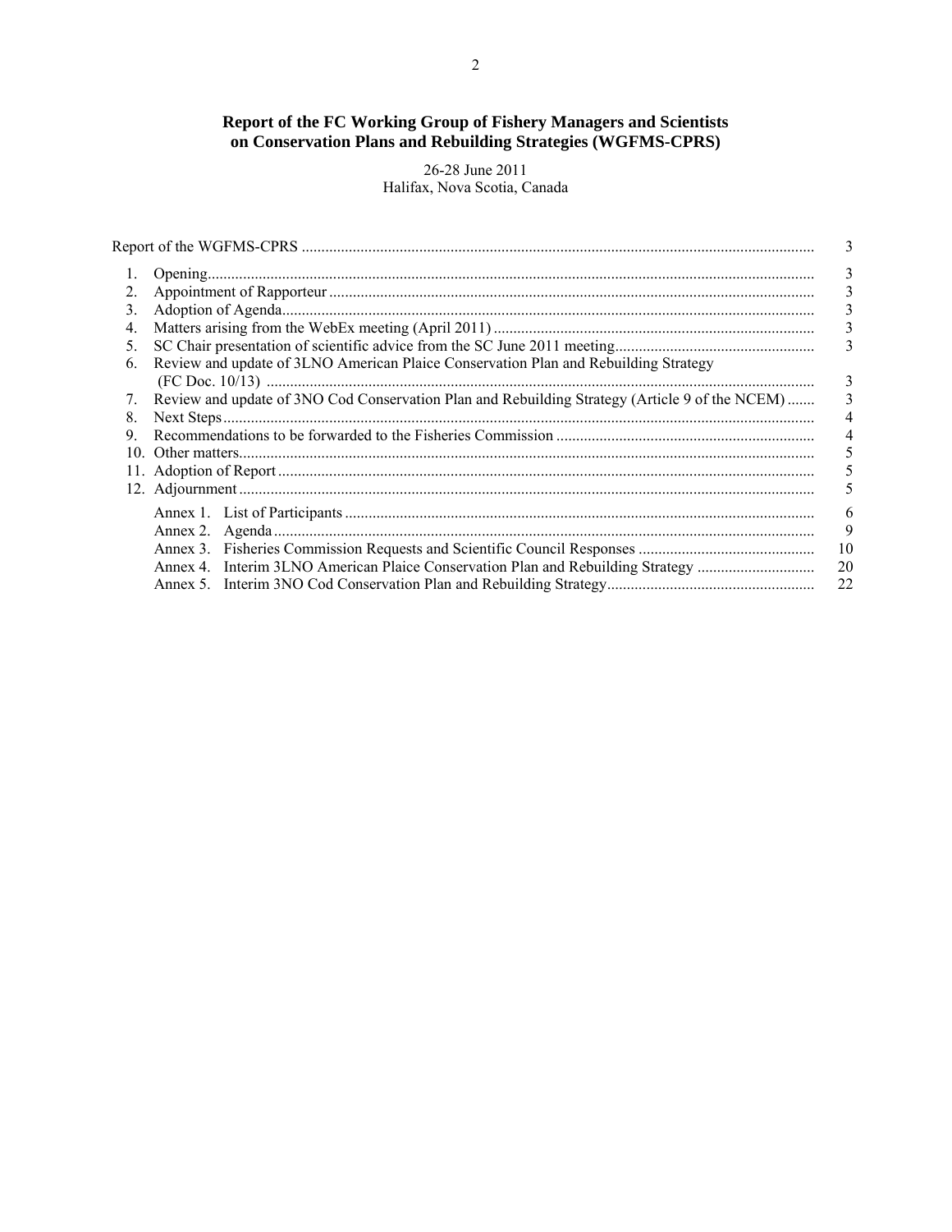# Report of the FC Working Group of Fishery Managers and Scientists on Conservation Plans and Rebuilding Strategies (WGFMS-CPRS)

26-28 June 2011
Halifax, Nova Scotia, Canada

| | |
|---|---|
| Report of the WGFMS-CPRS | 3 |
| 1. Opening | 3 |
| 2. Appointment of Rapporteur | 3 |
| 3. Adoption of Agenda | 3 |
| 4. Matters arising from the WebEx meeting (April 2011) | 3 |
| 5. SC Chair presentation of scientific advice from the SC June 2011 meeting | 3 |
| 6. Review and update of 3LNO American Plaice Conservation Plan and Rebuilding Strategy (FC Doc. 10/13) | 3 |
| 7. Review and update of 3NO Cod Conservation Plan and Rebuilding Strategy (Article 9 of the NCEM) | 3 |
| 8. Next Steps | 4 |
| 9. Recommendations to be forwarded to the Fisheries Commission | 4 |
| 10. Other matters | 5 |
| 11. Adoption of Report | 5 |
| 12. Adjournment | 5 |
| Annex 1. List of Participants | 6 |
| Annex 2. Agenda | 9 |
| Annex 3. Fisheries Commission Requests and Scientific Council Responses | 10 |
| Annex 4. Interim 3LNO American Plaice Conservation Plan and Rebuilding Strategy | 20 |
| Annex 5. Interim 3NO Cod Conservation Plan and Rebuilding Strategy | 22 |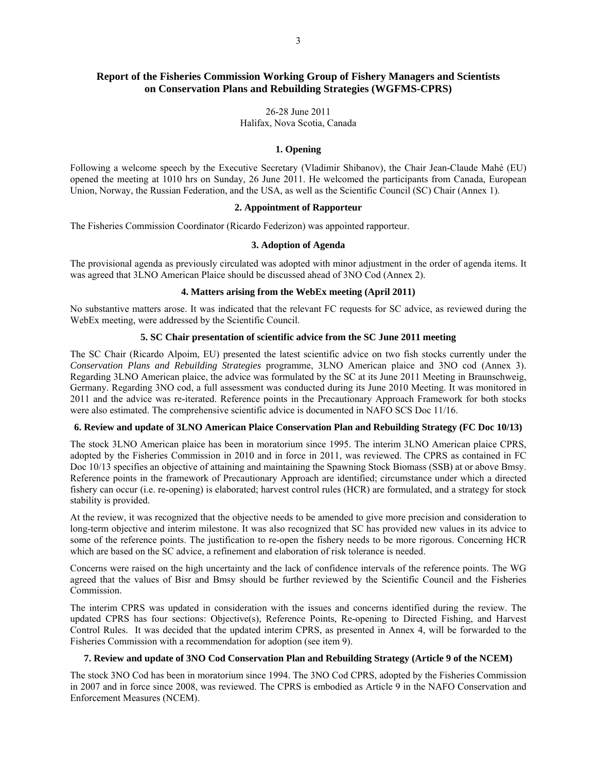# Report of the Fisheries Commission Working Group of Fishery Managers and Scientists on Conservation Plans and Rebuilding Strategies (WGFMS-CPRS)

26-28 June 2011
Halifax, Nova Scotia, Canada

## 1. Opening

Following a welcome speech by the Executive Secretary (Vladimir Shibanov), the Chair Jean-Claude Mahé (EU) opened the meeting at 1010 hrs on Sunday, 26 June 2011. He welcomed the participants from Canada, European Union, Norway, the Russian Federation, and the USA, as well as the Scientific Council (SC) Chair (Annex 1).

## 2. Appointment of Rapporteur

The Fisheries Commission Coordinator (Ricardo Federizon) was appointed rapporteur.

## 3. Adoption of Agenda

The provisional agenda as previously circulated was adopted with minor adjustment in the order of agenda items. It was agreed that 3LNO American Plaice should be discussed ahead of 3NO Cod (Annex 2).

## 4. Matters arising from the WebEx meeting (April 2011)

No substantive matters arose. It was indicated that the relevant FC requests for SC advice, as reviewed during the WebEx meeting, were addressed by the Scientific Council.

## 5. SC Chair presentation of scientific advice from the SC June 2011 meeting

The SC Chair (Ricardo Alpoim, EU) presented the latest scientific advice on two fish stocks currently under the *Conservation Plans and Rebuilding Strategies* programme, 3LNO American plaice and 3NO cod (Annex 3). Regarding 3LNO American plaice, the advice was formulated by the SC at its June 2011 Meeting in Braunschweig, Germany. Regarding 3NO cod, a full assessment was conducted during its June 2010 Meeting. It was monitored in 2011 and the advice was re-iterated. Reference points in the Precautionary Approach Framework for both stocks were also estimated. The comprehensive scientific advice is documented in NAFO SCS Doc 11/16.

## 6. Review and update of 3LNO American Plaice Conservation Plan and Rebuilding Strategy (FC Doc 10/13)

The stock 3LNO American plaice has been in moratorium since 1995. The interim 3LNO American plaice CPRS, adopted by the Fisheries Commission in 2010 and in force in 2011, was reviewed. The CPRS as contained in FC Doc 10/13 specifies an objective of attaining and maintaining the Spawning Stock Biomass (SSB) at or above Bmsy. Reference points in the framework of Precautionary Approach are identified; circumstance under which a directed fishery can occur (i.e. re-opening) is elaborated; harvest control rules (HCR) are formulated, and a strategy for stock stability is provided.

At the review, it was recognized that the objective needs to be amended to give more precision and consideration to long-term objective and interim milestone. It was also recognized that SC has provided new values in its advice to some of the reference points. The justification to re-open the fishery needs to be more rigorous. Concerning HCR which are based on the SC advice, a refinement and elaboration of risk tolerance is needed.

Concerns were raised on the high uncertainty and the lack of confidence intervals of the reference points. The WG agreed that the values of Bisr and Bmsy should be further reviewed by the Scientific Council and the Fisheries Commission.

The interim CPRS was updated in consideration with the issues and concerns identified during the review. The updated CPRS has four sections: Objective(s), Reference Points, Re-opening to Directed Fishing, and Harvest Control Rules. It was decided that the updated interim CPRS, as presented in Annex 4, will be forwarded to the Fisheries Commission with a recommendation for adoption (see item 9).

## 7. Review and update of 3NO Cod Conservation Plan and Rebuilding Strategy (Article 9 of the NCEM)

The stock 3NO Cod has been in moratorium since 1994. The 3NO Cod CPRS, adopted by the Fisheries Commission in 2007 and in force since 2008, was reviewed. The CPRS is embodied as Article 9 in the NAFO Conservation and Enforcement Measures (NCEM).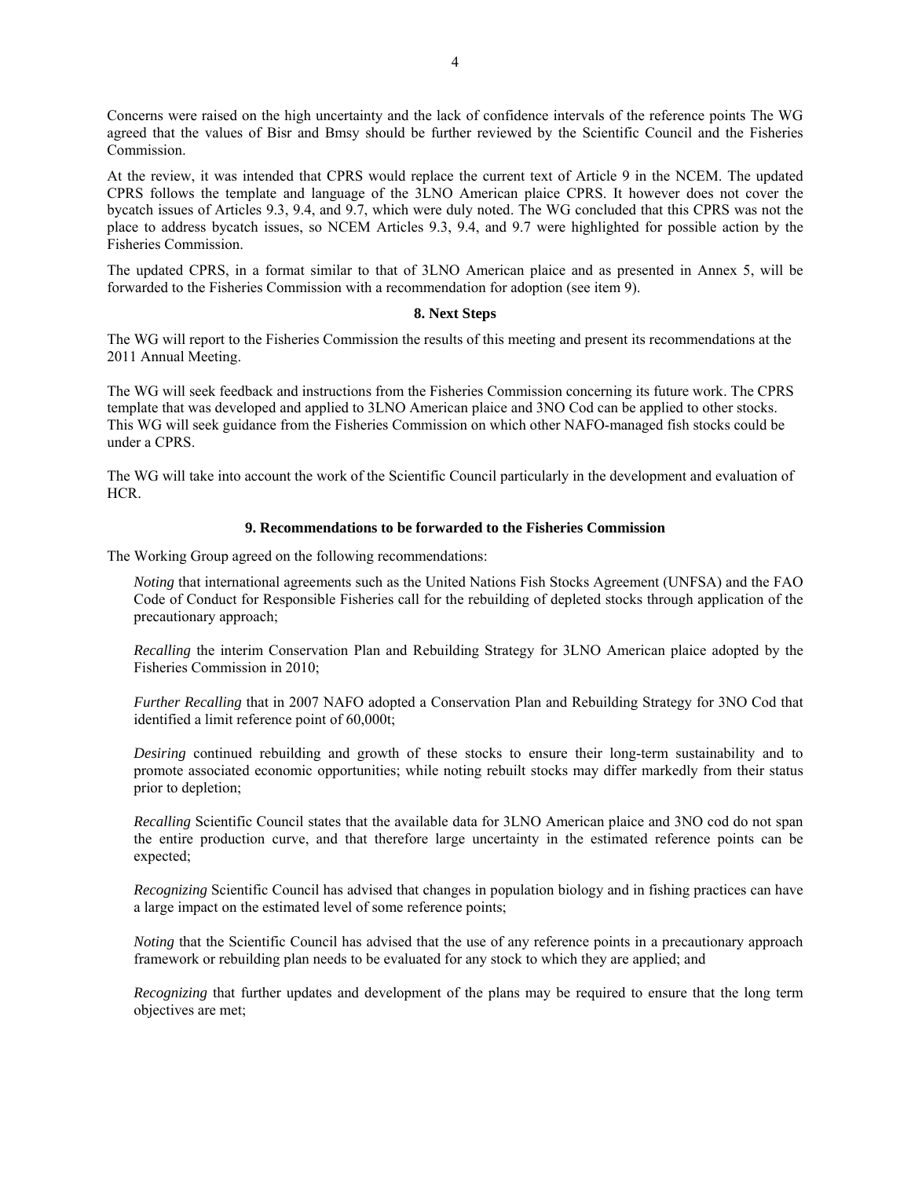Concerns were raised on the high uncertainty and the lack of confidence intervals of the reference points The WG agreed that the values of Bisr and Bmsy should be further reviewed by the Scientific Council and the Fisheries Commission.

At the review, it was intended that CPRS would replace the current text of Article 9 in the NCEM. The updated CPRS follows the template and language of the 3LNO American plaice CPRS. It however does not cover the bycatch issues of Articles 9.3, 9.4, and 9.7, which were duly noted. The WG concluded that this CPRS was not the place to address bycatch issues, so NCEM Articles 9.3, 9.4, and 9.7 were highlighted for possible action by the Fisheries Commission.

The updated CPRS, in a format similar to that of 3LNO American plaice and as presented in Annex 5, will be forwarded to the Fisheries Commission with a recommendation for adoption (see item 9).

## 8. Next Steps

The WG will report to the Fisheries Commission the results of this meeting and present its recommendations at the 2011 Annual Meeting.

The WG will seek feedback and instructions from the Fisheries Commission concerning its future work. The CPRS template that was developed and applied to 3LNO American plaice and 3NO Cod can be applied to other stocks. This WG will seek guidance from the Fisheries Commission on which other NAFO-managed fish stocks could be under a CPRS.

The WG will take into account the work of the Scientific Council particularly in the development and evaluation of HCR.

## 9. Recommendations to be forwarded to the Fisheries Commission

The Working Group agreed on the following recommendations:

*Noting* that international agreements such as the United Nations Fish Stocks Agreement (UNFSA) and the FAO Code of Conduct for Responsible Fisheries call for the rebuilding of depleted stocks through application of the precautionary approach;

*Recalling* the interim Conservation Plan and Rebuilding Strategy for 3LNO American plaice adopted by the Fisheries Commission in 2010;

*Further Recalling* that in 2007 NAFO adopted a Conservation Plan and Rebuilding Strategy for 3NO Cod that identified a limit reference point of 60,000t;

*Desiring* continued rebuilding and growth of these stocks to ensure their long-term sustainability and to promote associated economic opportunities; while noting rebuilt stocks may differ markedly from their status prior to depletion;

*Recalling* Scientific Council states that the available data for 3LNO American plaice and 3NO cod do not span the entire production curve, and that therefore large uncertainty in the estimated reference points can be expected;

*Recognizing* Scientific Council has advised that changes in population biology and in fishing practices can have a large impact on the estimated level of some reference points;

*Noting* that the Scientific Council has advised that the use of any reference points in a precautionary approach framework or rebuilding plan needs to be evaluated for any stock to which they are applied; and

*Recognizing* that further updates and development of the plans may be required to ensure that the long term objectives are met;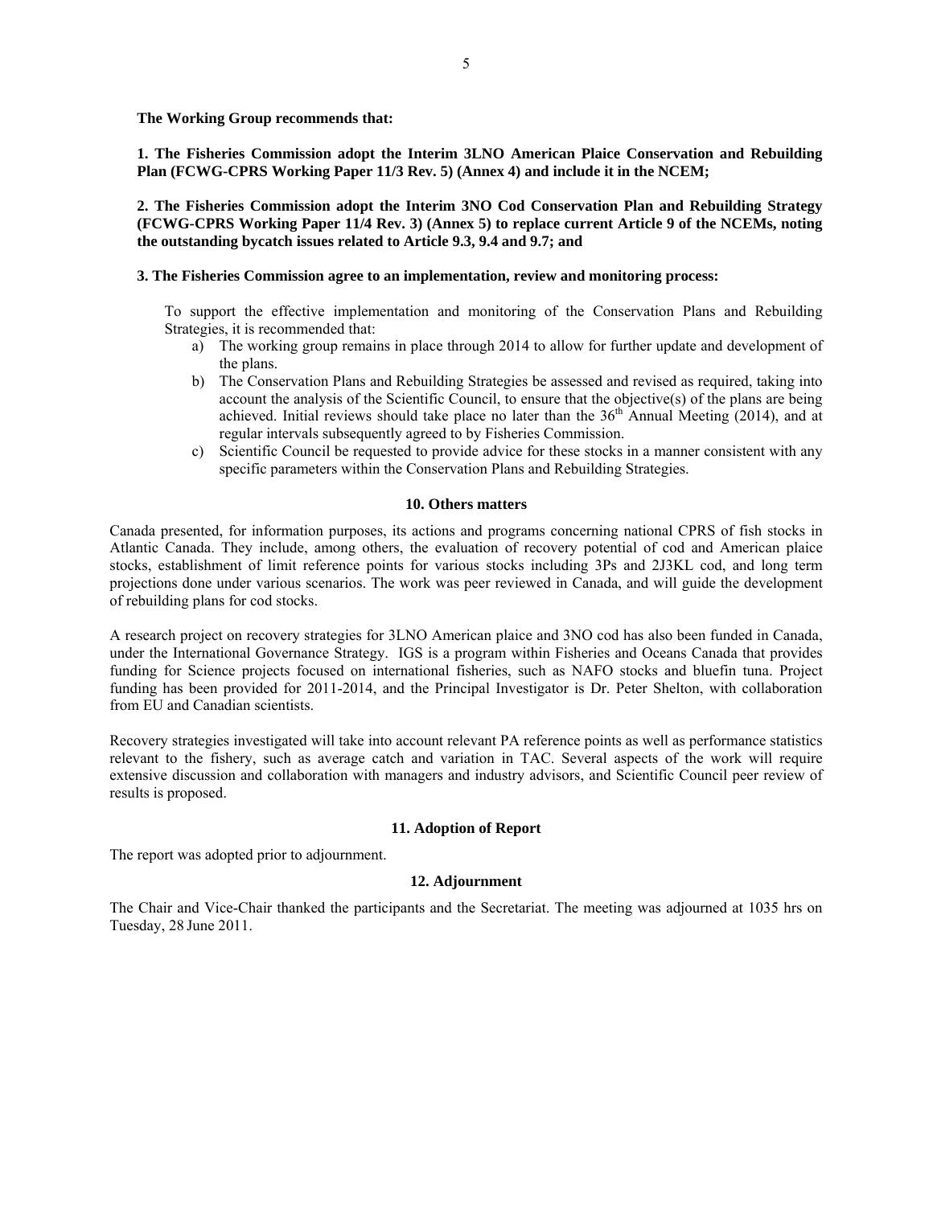**The Working Group recommends that:**

**1. The Fisheries Commission adopt the Interim 3LNO American Plaice Conservation and Rebuilding Plan (FCWG-CPRS Working Paper 11/3 Rev. 5) (Annex 4) and include it in the NCEM;**

**2. The Fisheries Commission adopt the Interim 3NO Cod Conservation Plan and Rebuilding Strategy (FCWG-CPRS Working Paper 11/4 Rev. 3) (Annex 5) to replace current Article 9 of the NCEMs, noting the outstanding bycatch issues related to Article 9.3, 9.4 and 9.7; and**

**3. The Fisheries Commission agree to an implementation, review and monitoring process:**

To support the effective implementation and monitoring of the Conservation Plans and Rebuilding Strategies, it is recommended that:

a) The working group remains in place through 2014 to allow for further update and development of the plans.

b) The Conservation Plans and Rebuilding Strategies be assessed and revised as required, taking into account the analysis of the Scientific Council, to ensure that the objective(s) of the plans are being achieved. Initial reviews should take place no later than the 36th Annual Meeting (2014), and at regular intervals subsequently agreed to by Fisheries Commission.

c) Scientific Council be requested to provide advice for these stocks in a manner consistent with any specific parameters within the Conservation Plans and Rebuilding Strategies.

### 10. Others matters

Canada presented, for information purposes, its actions and programs concerning national CPRS of fish stocks in Atlantic Canada. They include, among others, the evaluation of recovery potential of cod and American plaice stocks, establishment of limit reference points for various stocks including 3Ps and 2J3KL cod, and long term projections done under various scenarios. The work was peer reviewed in Canada, and will guide the development of rebuilding plans for cod stocks.

A research project on recovery strategies for 3LNO American plaice and 3NO cod has also been funded in Canada, under the International Governance Strategy. IGS is a program within Fisheries and Oceans Canada that provides funding for Science projects focused on international fisheries, such as NAFO stocks and bluefin tuna. Project funding has been provided for 2011-2014, and the Principal Investigator is Dr. Peter Shelton, with collaboration from EU and Canadian scientists.

Recovery strategies investigated will take into account relevant PA reference points as well as performance statistics relevant to the fishery, such as average catch and variation in TAC. Several aspects of the work will require extensive discussion and collaboration with managers and industry advisors, and Scientific Council peer review of results is proposed.

### 11. Adoption of Report

The report was adopted prior to adjournment.

### 12. Adjournment

The Chair and Vice-Chair thanked the participants and the Secretariat. The meeting was adjourned at 1035 hrs on Tuesday, 28 June 2011.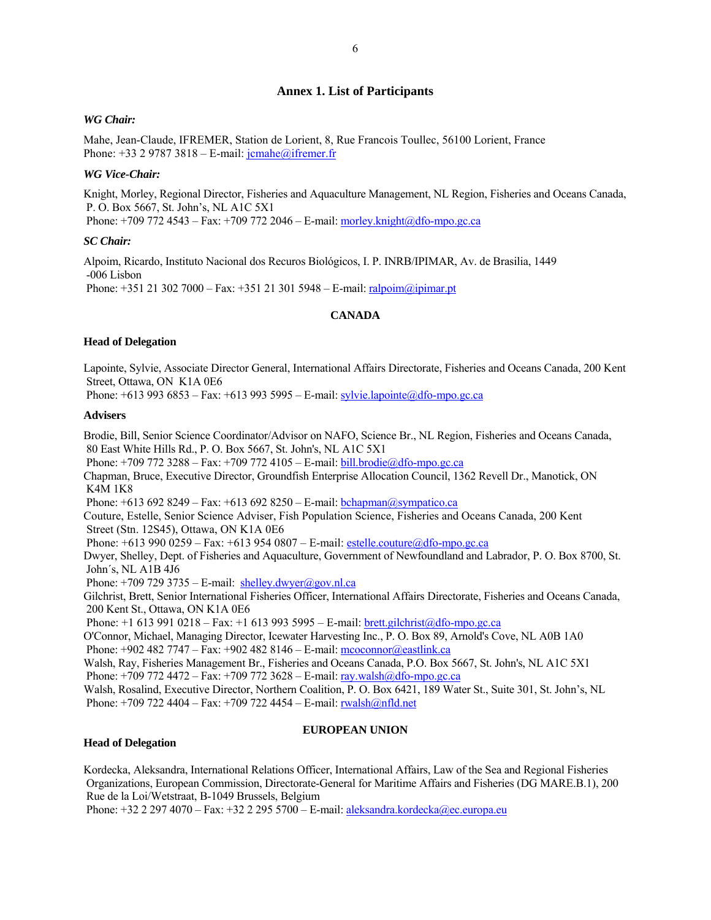## Annex 1. List of Participants

***WG Chair:***

Mahe, Jean-Claude, IFREMER, Station de Lorient, 8, Rue Francois Toullec, 56100 Lorient, France
Phone: +33 2 9787 3818 – E-mail: jcmahe@ifremer.fr

***WG Vice-Chair:***

Knight, Morley, Regional Director, Fisheries and Aquaculture Management, NL Region, Fisheries and Oceans Canada, P. O. Box 5667, St. John's, NL A1C 5X1
Phone: +709 772 4543 – Fax: +709 772 2046 – E-mail: morley.knight@dfo-mpo.gc.ca

***SC Chair:***

Alpoim, Ricardo, Instituto Nacional dos Recuros Biológicos, I. P. INRB/IPIMAR, Av. de Brasilia, 1449 -006 Lisbon
Phone: +351 21 302 7000 – Fax: +351 21 301 5948 – E-mail: ralpoim@ipimar.pt

### CANADA

**Head of Delegation**

Lapointe, Sylvie, Associate Director General, International Affairs Directorate, Fisheries and Oceans Canada, 200 Kent Street, Ottawa, ON K1A 0E6
Phone: +613 993 6853 – Fax: +613 993 5995 – E-mail: sylvie.lapointe@dfo-mpo.gc.ca

**Advisers**

Brodie, Bill, Senior Science Coordinator/Advisor on NAFO, Science Br., NL Region, Fisheries and Oceans Canada, 80 East White Hills Rd., P. O. Box 5667, St. John's, NL A1C 5X1
Phone: +709 772 3288 – Fax: +709 772 4105 – E-mail: bill.brodie@dfo-mpo.gc.ca
Chapman, Bruce, Executive Director, Groundfish Enterprise Allocation Council, 1362 Revell Dr., Manotick, ON K4M 1K8
Phone: +613 692 8249 – Fax: +613 692 8250 – E-mail: bchapman@sympatico.ca
Couture, Estelle, Senior Science Adviser, Fish Population Science, Fisheries and Oceans Canada, 200 Kent Street (Stn. 12S45), Ottawa, ON K1A 0E6
Phone: +613 990 0259 – Fax: +613 954 0807 – E-mail: estelle.couture@dfo-mpo.gc.ca
Dwyer, Shelley, Dept. of Fisheries and Aquaculture, Government of Newfoundland and Labrador, P. O. Box 8700, St. John´s, NL A1B 4J6
Phone: +709 729 3735 – E-mail: shelley.dwyer@gov.nl.ca
Gilchrist, Brett, Senior International Fisheries Officer, International Affairs Directorate, Fisheries and Oceans Canada, 200 Kent St., Ottawa, ON K1A 0E6
Phone: +1 613 991 0218 – Fax: +1 613 993 5995 – E-mail: brett.gilchrist@dfo-mpo.gc.ca
O'Connor, Michael, Managing Director, Icewater Harvesting Inc., P. O. Box 89, Arnold's Cove, NL A0B 1A0
Phone: +902 482 7747 – Fax: +902 482 8146 – E-mail: mcoconnor@eastlink.ca
Walsh, Ray, Fisheries Management Br., Fisheries and Oceans Canada, P.O. Box 5667, St. John's, NL A1C 5X1
Phone: +709 772 4472 – Fax: +709 772 3628 – E-mail: ray.walsh@dfo-mpo.gc.ca
Walsh, Rosalind, Executive Director, Northern Coalition, P. O. Box 6421, 189 Water St., Suite 301, St. John's, NL
Phone: +709 722 4404 – Fax: +709 722 4454 – E-mail: rwalsh@nfld.net

### EUROPEAN UNION

**Head of Delegation**

Kordecka, Aleksandra, International Relations Officer, International Affairs, Law of the Sea and Regional Fisheries Organizations, European Commission, Directorate-General for Maritime Affairs and Fisheries (DG MARE.B.1), 200 Rue de la Loi/Wetstraat, B-1049 Brussels, Belgium
Phone: +32 2 297 4070 – Fax: +32 2 295 5700 – E-mail: aleksandra.kordecka@ec.europa.eu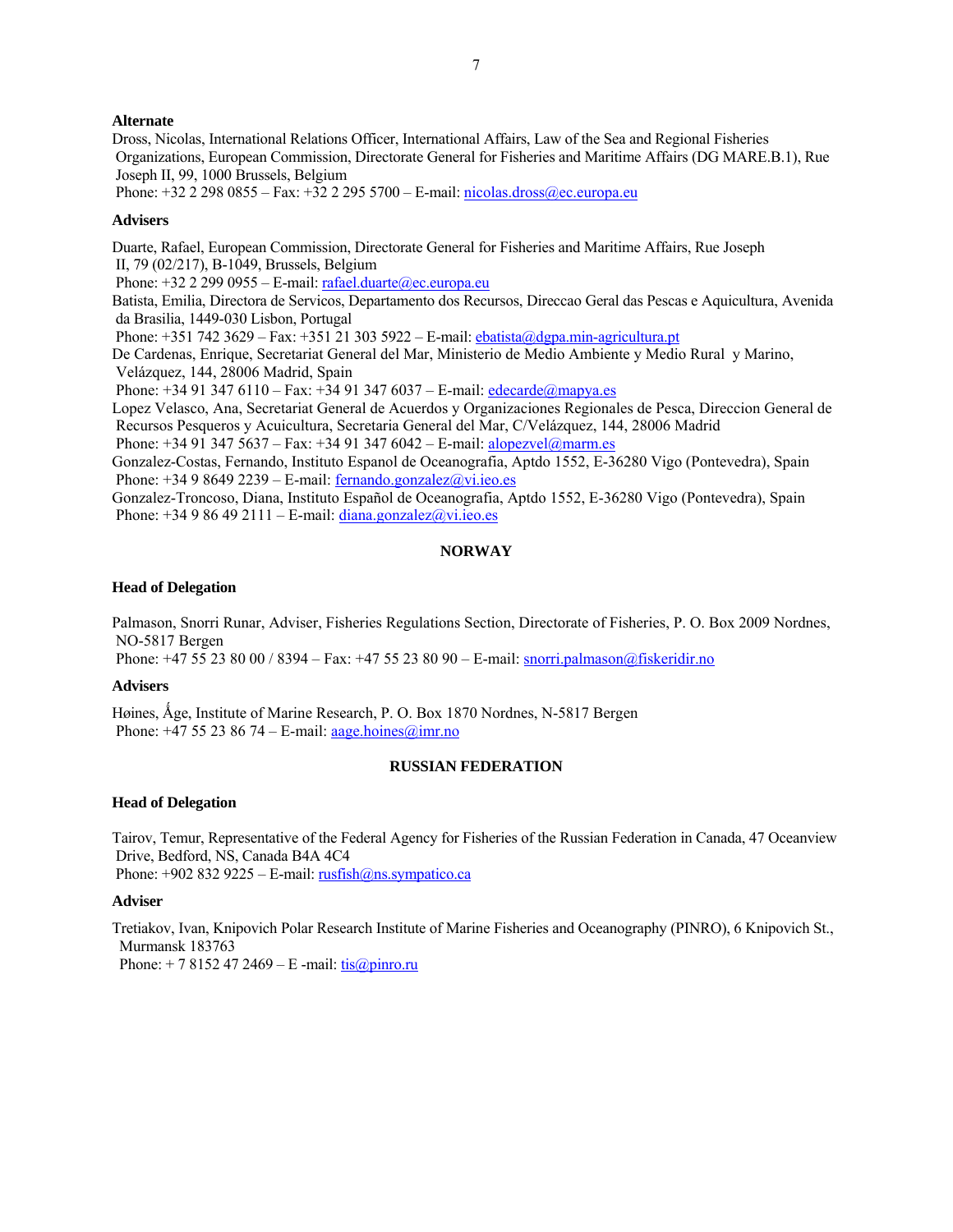**Alternate**

Dross, Nicolas, International Relations Officer, International Affairs, Law of the Sea and Regional Fisheries Organizations, European Commission, Directorate General for Fisheries and Maritime Affairs (DG MARE.B.1), Rue Joseph II, 99, 1000 Brussels, Belgium
Phone: +32 2 298 0855 – Fax: +32 2 295 5700 – E-mail: nicolas.dross@ec.europa.eu

**Advisers**

Duarte, Rafael, European Commission, Directorate General for Fisheries and Maritime Affairs, Rue Joseph II, 79 (02/217), B-1049, Brussels, Belgium
Phone: +32 2 299 0955 – E-mail: rafael.duarte@ec.europa.eu

Batista, Emilia, Directora de Servicos, Departamento dos Recursos, Direccao Geral das Pescas e Aquicultura, Avenida da Brasilia, 1449-030 Lisbon, Portugal
Phone: +351 742 3629 – Fax: +351 21 303 5922 – E-mail: ebatista@dgpa.min-agricultura.pt

De Cardenas, Enrique, Secretariat General del Mar, Ministerio de Medio Ambiente y Medio Rural y Marino, Velázquez, 144, 28006 Madrid, Spain
Phone: +34 91 347 6110 – Fax: +34 91 347 6037 – E-mail: edecarde@mapya.es

Lopez Velasco, Ana, Secretariat General de Acuerdos y Organizaciones Regionales de Pesca, Direccion General de Recursos Pesqueros y Acuicultura, Secretaria General del Mar, C/Velázquez, 144, 28006 Madrid
Phone: +34 91 347 5637 – Fax: +34 91 347 6042 – E-mail: alopezvel@marm.es

Gonzalez-Costas, Fernando, Instituto Espanol de Oceanografia, Aptdo 1552, E-36280 Vigo (Pontevedra), Spain
Phone: +34 9 8649 2239 – E-mail: fernando.gonzalez@vi.ieo.es

Gonzalez-Troncoso, Diana, Instituto Español de Oceanografia, Aptdo 1552, E-36280 Vigo (Pontevedra), Spain
Phone: +34 9 86 49 2111 – E-mail: diana.gonzalez@vi.ieo.es

## NORWAY

**Head of Delegation**

Palmason, Snorri Runar, Adviser, Fisheries Regulations Section, Directorate of Fisheries, P. O. Box 2009 Nordnes, NO-5817 Bergen
Phone: +47 55 23 80 00 / 8394 – Fax: +47 55 23 80 90 – E-mail: snorri.palmason@fiskeridir.no

**Advisers**

Høines, Ǻge, Institute of Marine Research, P. O. Box 1870 Nordnes, N-5817 Bergen
Phone: +47 55 23 86 74 – E-mail: aage.hoines@imr.no

## RUSSIAN FEDERATION

**Head of Delegation**

Tairov, Temur, Representative of the Federal Agency for Fisheries of the Russian Federation in Canada, 47 Oceanview Drive, Bedford, NS, Canada B4A 4C4
Phone: +902 832 9225 – E-mail: rusfish@ns.sympatico.ca

**Adviser**

Tretiakov, Ivan, Knipovich Polar Research Institute of Marine Fisheries and Oceanography (PINRO), 6 Knipovich St., Murmansk 183763
Phone: + 7 8152 47 2469 – E -mail: tis@pinro.ru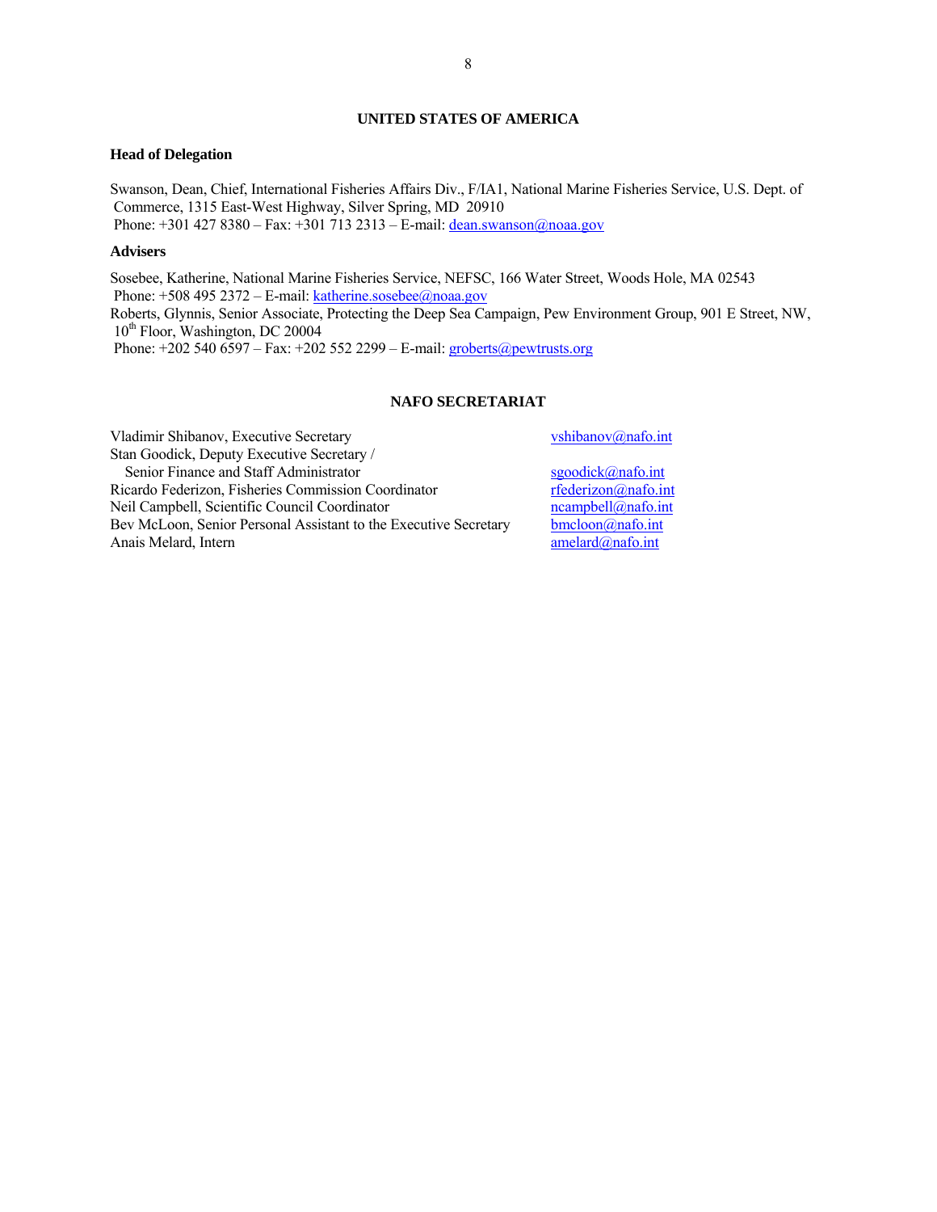## UNITED STATES OF AMERICA

### Head of Delegation

Swanson, Dean, Chief, International Fisheries Affairs Div., F/IA1, National Marine Fisheries Service, U.S. Dept. of Commerce, 1315 East-West Highway, Silver Spring, MD 20910
Phone: +301 427 8380 – Fax: +301 713 2313 – E-mail: dean.swanson@noaa.gov

### Advisers

Sosebee, Katherine, National Marine Fisheries Service, NEFSC, 166 Water Street, Woods Hole, MA 02543
Phone: +508 495 2372 – E-mail: katherine.sosebee@noaa.gov
Roberts, Glynnis, Senior Associate, Protecting the Deep Sea Campaign, Pew Environment Group, 901 E Street, NW, 10th Floor, Washington, DC 20004
Phone: +202 540 6597 – Fax: +202 552 2299 – E-mail: groberts@pewtrusts.org

## NAFO SECRETARIAT

| | |
|---|---|
| Vladimir Shibanov, Executive Secretary | vshibanov@nafo.int |
| Stan Goodick, Deputy Executive Secretary / Senior Finance and Staff Administrator | sgoodick@nafo.int |
| Ricardo Federizon, Fisheries Commission Coordinator | rfederizon@nafo.int |
| Neil Campbell, Scientific Council Coordinator | ncampbell@nafo.int |
| Bev McLoon, Senior Personal Assistant to the Executive Secretary | bmcloon@nafo.int |
| Anais Melard, Intern | amelard@nafo.int |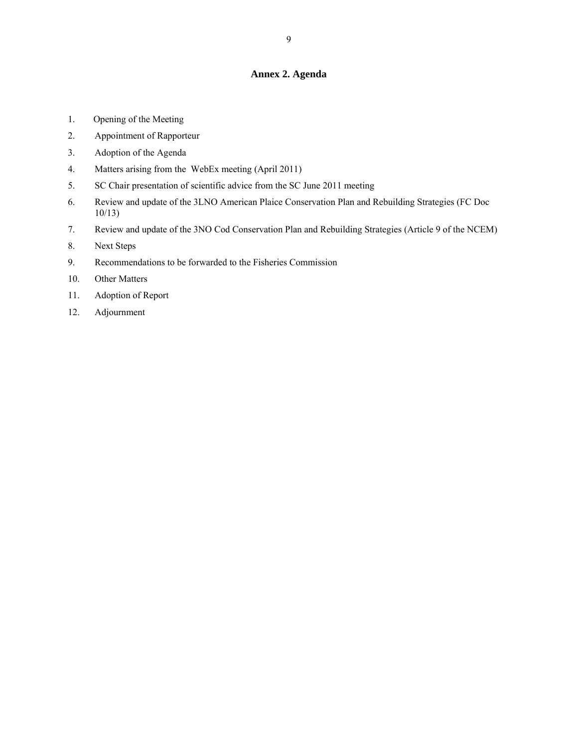## Annex 2. Agenda

1. Opening of the Meeting
2. Appointment of Rapporteur
3. Adoption of the Agenda
4. Matters arising from the WebEx meeting (April 2011)
5. SC Chair presentation of scientific advice from the SC June 2011 meeting
6. Review and update of the 3LNO American Plaice Conservation Plan and Rebuilding Strategies (FC Doc 10/13)
7. Review and update of the 3NO Cod Conservation Plan and Rebuilding Strategies (Article 9 of the NCEM)
8. Next Steps
9. Recommendations to be forwarded to the Fisheries Commission
10. Other Matters
11. Adoption of Report
12. Adjournment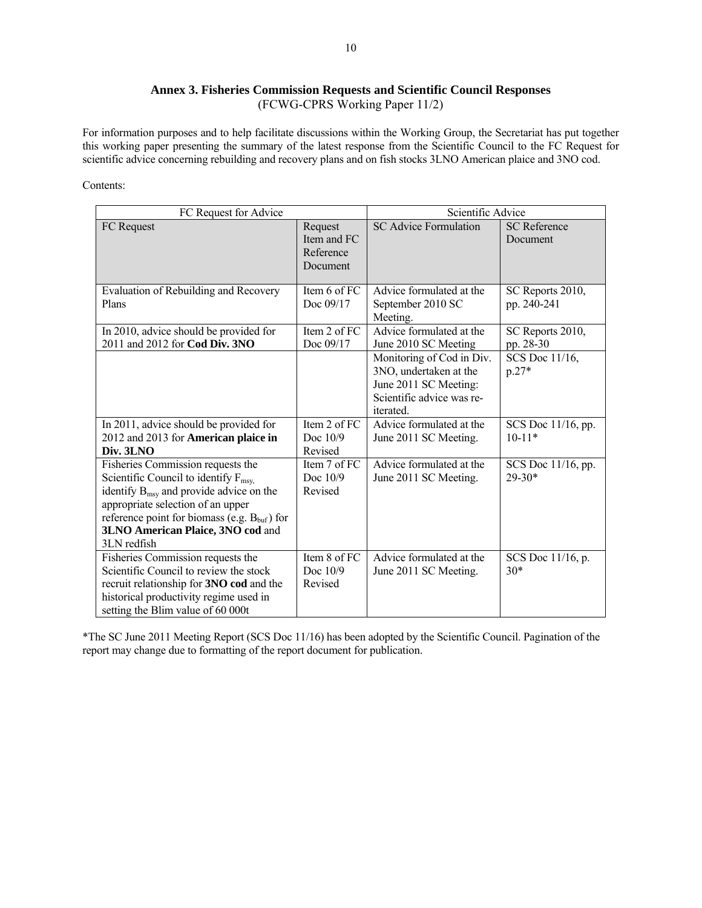## Annex 3. Fisheries Commission Requests and Scientific Council Responses

(FCWG-CPRS Working Paper 11/2)

For information purposes and to help facilitate discussions within the Working Group, the Secretariat has put together this working paper presenting the summary of the latest response from the Scientific Council to the FC Request for scientific advice concerning rebuilding and recovery plans and on fish stocks 3LNO American plaice and 3NO cod.

Contents:

| FC Request for Advice | | Scientific Advice | |
|---|---|---|---|
| FC Request | Request Item and FC Reference Document | SC Advice Formulation | SC Reference Document |
| Evaluation of Rebuilding and Recovery Plans | Item 6 of FC Doc 09/17 | Advice formulated at the September 2010 SC Meeting. | SC Reports 2010, pp. 240-241 |
| In 2010, advice should be provided for 2011 and 2012 for **Cod Div. 3NO** | Item 2 of FC Doc 09/17 | Advice formulated at the June 2010 SC Meeting | SC Reports 2010, pp. 28-30 |
| | | Monitoring of Cod in Div. 3NO, undertaken at the June 2011 SC Meeting: Scientific advice was re-iterated. | SCS Doc 11/16, p.27* |
| In 2011, advice should be provided for 2012 and 2013 for **American plaice in Div. 3LNO** | Item 2 of FC Doc 10/9 Revised | Advice formulated at the June 2011 SC Meeting. | SCS Doc 11/16, pp. 10-11* |
| Fisheries Commission requests the Scientific Council to identify $F_{msy}$, identify $B_{msy}$ and provide advice on the appropriate selection of an upper reference point for biomass (e.g. $B_{buf}$) for **3LNO American Plaice, 3NO cod** and 3LN redfish | Item 7 of FC Doc 10/9 Revised | Advice formulated at the June 2011 SC Meeting. | SCS Doc 11/16, pp. 29-30* |
| Fisheries Commission requests the Scientific Council to review the stock recruit relationship for **3NO cod** and the historical productivity regime used in setting the Blim value of 60 000t | Item 8 of FC Doc 10/9 Revised | Advice formulated at the June 2011 SC Meeting. | SCS Doc 11/16, p. 30* |

*The SC June 2011 Meeting Report (SCS Doc 11/16) has been adopted by the Scientific Council. Pagination of the report may change due to formatting of the report document for publication.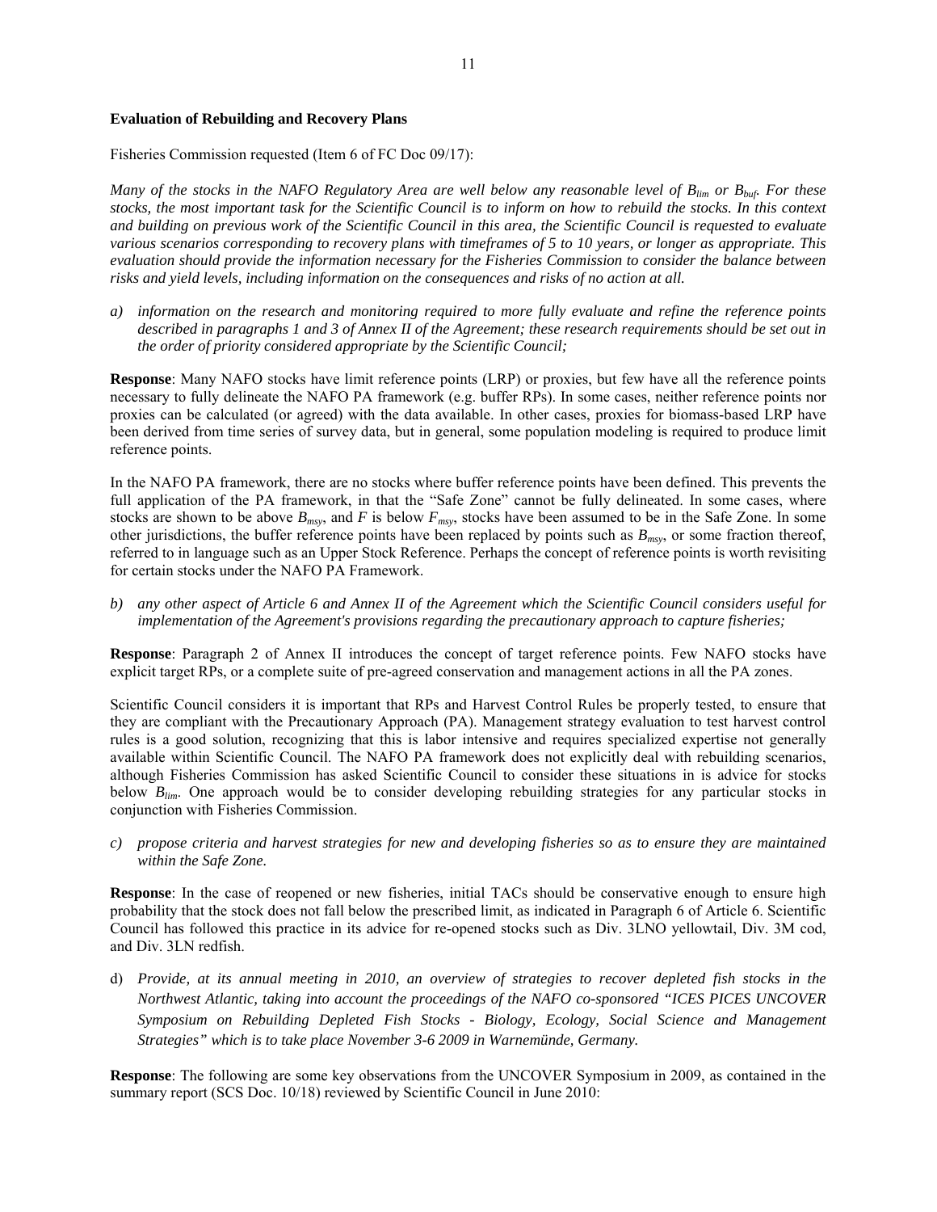**Evaluation of Rebuilding and Recovery Plans**

Fisheries Commission requested (Item 6 of FC Doc 09/17):

*Many of the stocks in the NAFO Regulatory Area are well below any reasonable level of $B_{lim}$ or $B_{buf}$. For these stocks, the most important task for the Scientific Council is to inform on how to rebuild the stocks. In this context and building on previous work of the Scientific Council in this area, the Scientific Council is requested to evaluate various scenarios corresponding to recovery plans with timeframes of 5 to 10 years, or longer as appropriate. This evaluation should provide the information necessary for the Fisheries Commission to consider the balance between risks and yield levels, including information on the consequences and risks of no action at all.*

a) *information on the research and monitoring required to more fully evaluate and refine the reference points described in paragraphs 1 and 3 of Annex II of the Agreement; these research requirements should be set out in the order of priority considered appropriate by the Scientific Council;*

**Response**: Many NAFO stocks have limit reference points (LRP) or proxies, but few have all the reference points necessary to fully delineate the NAFO PA framework (e.g. buffer RPs). In some cases, neither reference points nor proxies can be calculated (or agreed) with the data available. In other cases, proxies for biomass-based LRP have been derived from time series of survey data, but in general, some population modeling is required to produce limit reference points.

In the NAFO PA framework, there are no stocks where buffer reference points have been defined. This prevents the full application of the PA framework, in that the "Safe Zone" cannot be fully delineated. In some cases, where stocks are shown to be above $B_{msy}$, and $F$ is below $F_{msy}$, stocks have been assumed to be in the Safe Zone. In some other jurisdictions, the buffer reference points have been replaced by points such as $B_{msy}$, or some fraction thereof, referred to in language such as an Upper Stock Reference. Perhaps the concept of reference points is worth revisiting for certain stocks under the NAFO PA Framework.

b) *any other aspect of Article 6 and Annex II of the Agreement which the Scientific Council considers useful for implementation of the Agreement's provisions regarding the precautionary approach to capture fisheries;*

**Response**: Paragraph 2 of Annex II introduces the concept of target reference points. Few NAFO stocks have explicit target RPs, or a complete suite of pre-agreed conservation and management actions in all the PA zones.

Scientific Council considers it is important that RPs and Harvest Control Rules be properly tested, to ensure that they are compliant with the Precautionary Approach (PA). Management strategy evaluation to test harvest control rules is a good solution, recognizing that this is labor intensive and requires specialized expertise not generally available within Scientific Council. The NAFO PA framework does not explicitly deal with rebuilding scenarios, although Fisheries Commission has asked Scientific Council to consider these situations in is advice for stocks below $B_{lim}$. One approach would be to consider developing rebuilding strategies for any particular stocks in conjunction with Fisheries Commission.

c) *propose criteria and harvest strategies for new and developing fisheries so as to ensure they are maintained within the Safe Zone.*

**Response**: In the case of reopened or new fisheries, initial TACs should be conservative enough to ensure high probability that the stock does not fall below the prescribed limit, as indicated in Paragraph 6 of Article 6. Scientific Council has followed this practice in its advice for re-opened stocks such as Div. 3LNO yellowtail, Div. 3M cod, and Div. 3LN redfish.

d) *Provide, at its annual meeting in 2010, an overview of strategies to recover depleted fish stocks in the Northwest Atlantic, taking into account the proceedings of the NAFO co-sponsored "ICES PICES UNCOVER Symposium on Rebuilding Depleted Fish Stocks - Biology, Ecology, Social Science and Management Strategies" which is to take place November 3-6 2009 in Warnemünde, Germany.*

**Response**: The following are some key observations from the UNCOVER Symposium in 2009, as contained in the summary report (SCS Doc. 10/18) reviewed by Scientific Council in June 2010: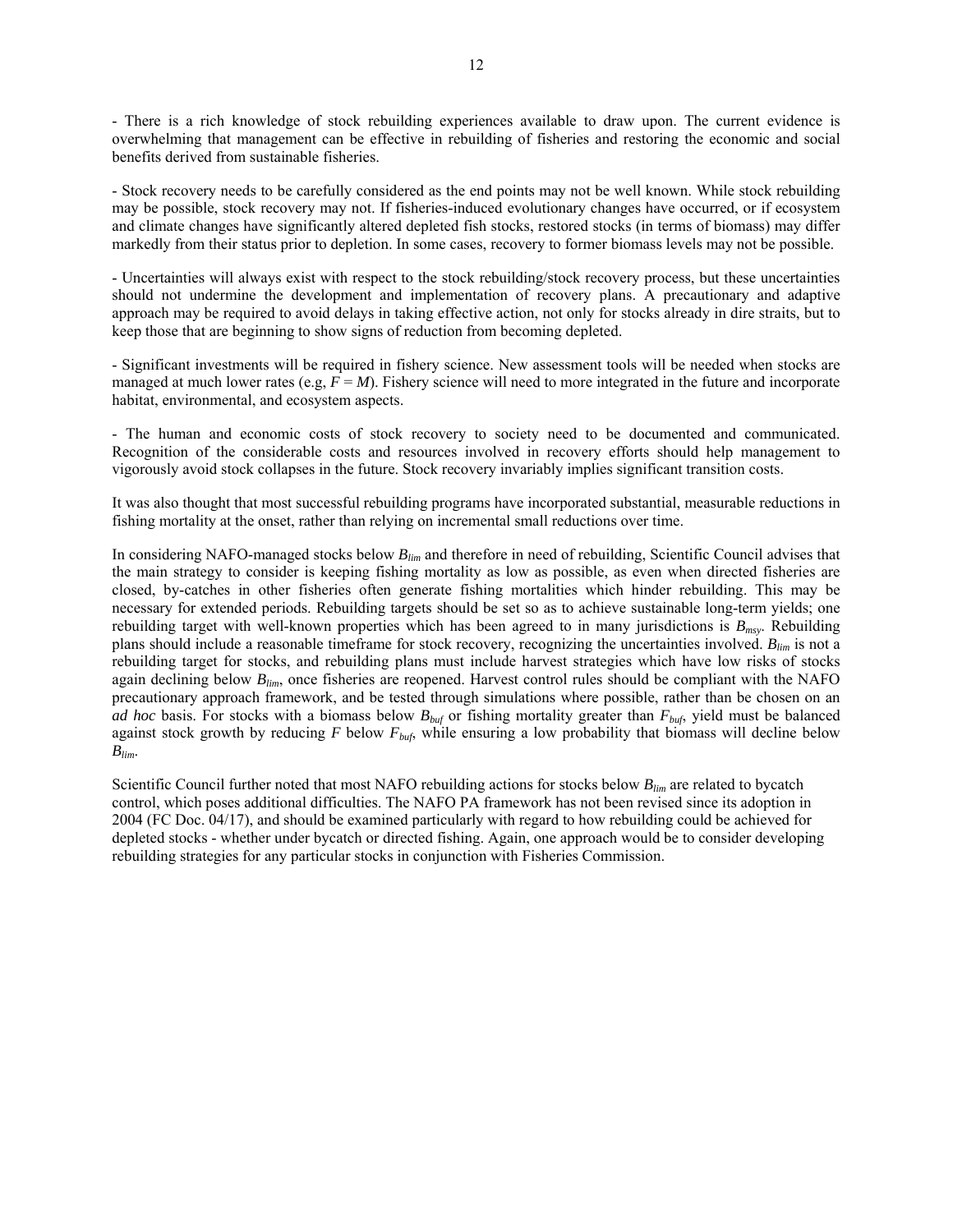- There is a rich knowledge of stock rebuilding experiences available to draw upon. The current evidence is overwhelming that management can be effective in rebuilding of fisheries and restoring the economic and social benefits derived from sustainable fisheries.

- Stock recovery needs to be carefully considered as the end points may not be well known. While stock rebuilding may be possible, stock recovery may not. If fisheries-induced evolutionary changes have occurred, or if ecosystem and climate changes have significantly altered depleted fish stocks, restored stocks (in terms of biomass) may differ markedly from their status prior to depletion. In some cases, recovery to former biomass levels may not be possible.

- Uncertainties will always exist with respect to the stock rebuilding/stock recovery process, but these uncertainties should not undermine the development and implementation of recovery plans. A precautionary and adaptive approach may be required to avoid delays in taking effective action, not only for stocks already in dire straits, but to keep those that are beginning to show signs of reduction from becoming depleted.

- Significant investments will be required in fishery science. New assessment tools will be needed when stocks are managed at much lower rates (e.g, $F = M$). Fishery science will need to more integrated in the future and incorporate habitat, environmental, and ecosystem aspects.

- The human and economic costs of stock recovery to society need to be documented and communicated. Recognition of the considerable costs and resources involved in recovery efforts should help management to vigorously avoid stock collapses in the future. Stock recovery invariably implies significant transition costs.

It was also thought that most successful rebuilding programs have incorporated substantial, measurable reductions in fishing mortality at the onset, rather than relying on incremental small reductions over time.

In considering NAFO-managed stocks below $B_{lim}$ and therefore in need of rebuilding, Scientific Council advises that the main strategy to consider is keeping fishing mortality as low as possible, as even when directed fisheries are closed, by-catches in other fisheries often generate fishing mortalities which hinder rebuilding. This may be necessary for extended periods. Rebuilding targets should be set so as to achieve sustainable long-term yields; one rebuilding target with well-known properties which has been agreed to in many jurisdictions is $B_{msy}$. Rebuilding plans should include a reasonable timeframe for stock recovery, recognizing the uncertainties involved. $B_{lim}$ is not a rebuilding target for stocks, and rebuilding plans must include harvest strategies which have low risks of stocks again declining below $B_{lim}$, once fisheries are reopened. Harvest control rules should be compliant with the NAFO precautionary approach framework, and be tested through simulations where possible, rather than be chosen on an *ad hoc* basis. For stocks with a biomass below $B_{buf}$ or fishing mortality greater than $F_{buf}$, yield must be balanced against stock growth by reducing $F$ below $F_{buf}$, while ensuring a low probability that biomass will decline below $B_{lim}$.

Scientific Council further noted that most NAFO rebuilding actions for stocks below $B_{lim}$ are related to bycatch control, which poses additional difficulties. The NAFO PA framework has not been revised since its adoption in 2004 (FC Doc. 04/17), and should be examined particularly with regard to how rebuilding could be achieved for depleted stocks - whether under bycatch or directed fishing. Again, one approach would be to consider developing rebuilding strategies for any particular stocks in conjunction with Fisheries Commission.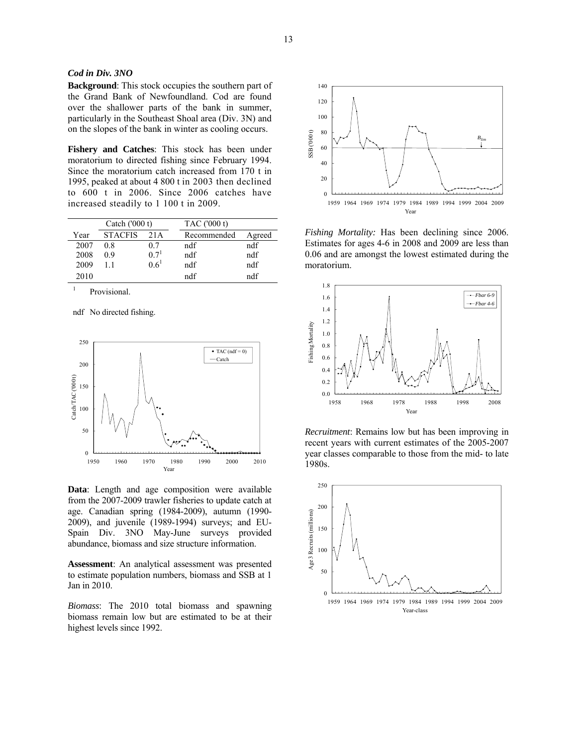### *Cod in Div. 3NO*

**Background**: This stock occupies the southern part of the Grand Bank of Newfoundland. Cod are found over the shallower parts of the bank in summer, particularly in the Southeast Shoal area (Div. 3N) and on the slopes of the bank in winter as cooling occurs.

**Fishery and Catches**: This stock has been under moratorium to directed fishing since February 1994. Since the moratorium catch increased from 170 t in 1995, peaked at about 4 800 t in 2003 then declined to 600 t in 2006. Since 2006 catches have increased steadily to 1 100 t in 2009.

| | Catch ('000 t) | | TAC ('000 t) | |
|---|---|---|---|---|
| Year | STACFIS | 21A | Recommended | Agreed |
| 2007 | 0.8 | 0.7 | ndf | ndf |
| 2008 | 0.9 | 0.7[1] | ndf | ndf |
| 2009 | 1.1 | 0.6[1] | ndf | ndf |
| 2010 | | | ndf | ndf |

[1] Provisional.

ndf No directed fishing.

**Data**: Length and age composition were available from the 2007-2009 trawler fisheries to update catch at age. Canadian spring (1984-2009), autumn (1990-2009), and juvenile (1989-1994) surveys; and EU-Spain Div. 3NO May-June surveys provided abundance, biomass and size structure information.

**Assessment**: An analytical assessment was presented to estimate population numbers, biomass and SSB at 1 Jan in 2010.

*Biomass*: The 2010 total biomass and spawning biomass remain low but are estimated to be at their highest levels since 1992.

*Fishing Mortality:* Has been declining since 2006. Estimates for ages 4-6 in 2008 and 2009 are less than 0.06 and are amongst the lowest estimated during the moratorium.

*Recruitment*: Remains low but has been improving in recent years with current estimates of the 2005-2007 year classes comparable to those from the mid- to late 1980s.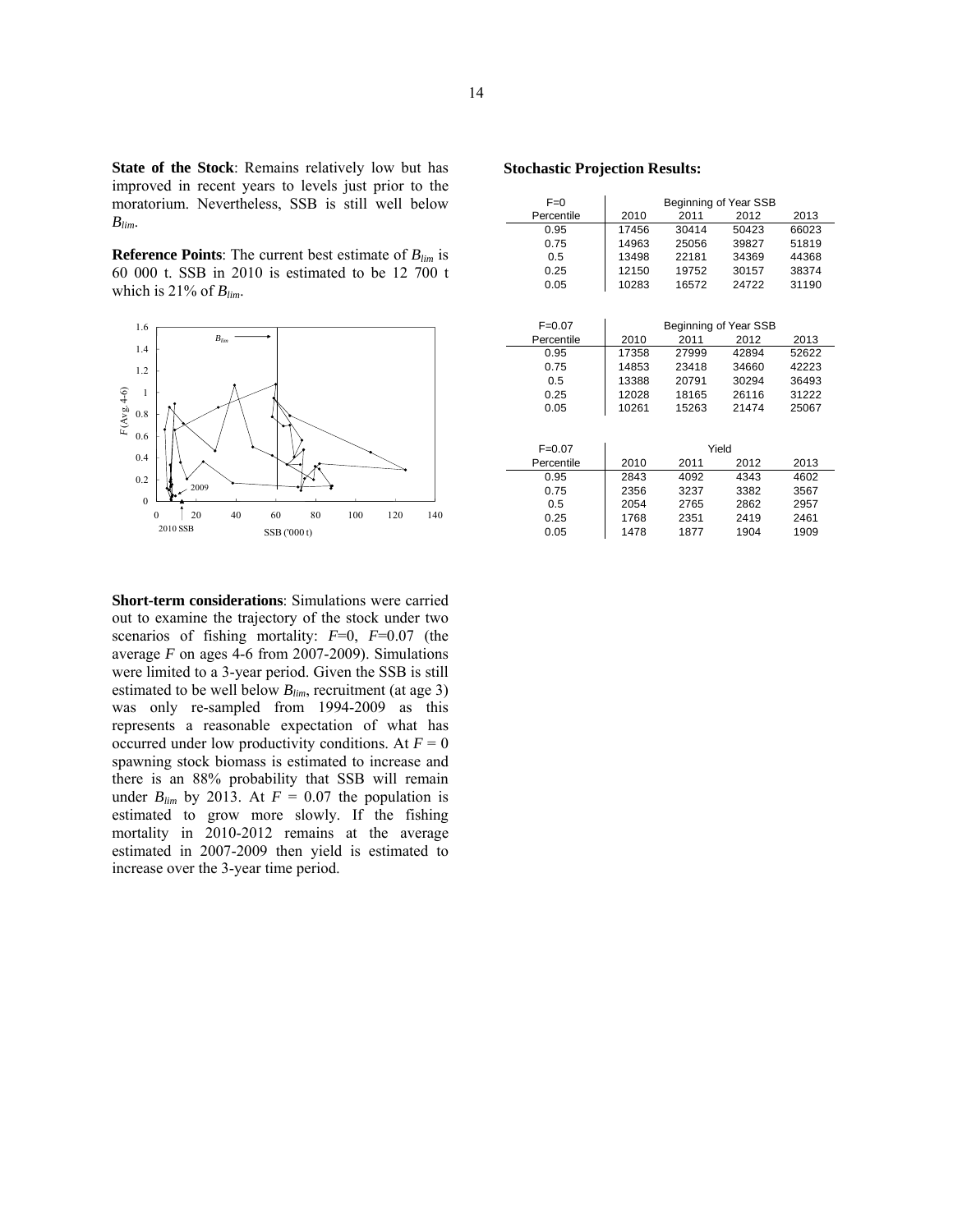**State of the Stock**: Remains relatively low but has improved in recent years to levels just prior to the moratorium. Nevertheless, SSB is still well below $B_{lim}$.

**Reference Points**: The current best estimate of $B_{lim}$ is 60 000 t. SSB in 2010 is estimated to be 12 700 t which is 21% of $B_{lim}$.

**Short-term considerations**: Simulations were carried out to examine the trajectory of the stock under two scenarios of fishing mortality: $F$=0, $F$=0.07 (the average $F$ on ages 4-6 from 2007-2009). Simulations were limited to a 3-year period. Given the SSB is still estimated to be well below $B_{lim}$, recruitment (at age 3) was only re-sampled from 1994-2009 as this represents a reasonable expectation of what has occurred under low productivity conditions. At $F = 0$ spawning stock biomass is estimated to increase and there is an 88% probability that SSB will remain under $B_{lim}$ by 2013. At $F = 0.07$ the population is estimated to grow more slowly. If the fishing mortality in 2010-2012 remains at the average estimated in 2007-2009 then yield is estimated to increase over the 3-year time period.

**Stochastic Projection Results:**

| F=0 | Beginning of Year SSB | | | |
|---|---|---|---|---|
| Percentile | 2010 | 2011 | 2012 | 2013 |
| 0.95 | 17456 | 30414 | 50423 | 66023 |
| 0.75 | 14963 | 25056 | 39827 | 51819 |
| 0.5 | 13498 | 22181 | 34369 | 44368 |
| 0.25 | 12150 | 19752 | 30157 | 38374 |
| 0.05 | 10283 | 16572 | 24722 | 31190 |

| F=0.07 | Beginning of Year SSB | | | |
|---|---|---|---|---|
| Percentile | 2010 | 2011 | 2012 | 2013 |
| 0.95 | 17358 | 27999 | 42894 | 52622 |
| 0.75 | 14853 | 23418 | 34660 | 42223 |
| 0.5 | 13388 | 20791 | 30294 | 36493 |
| 0.25 | 12028 | 18165 | 26116 | 31222 |
| 0.05 | 10261 | 15263 | 21474 | 25067 |

| F=0.07 | Yield | | | |
|---|---|---|---|---|
| Percentile | 2010 | 2011 | 2012 | 2013 |
| 0.95 | 2843 | 4092 | 4343 | 4602 |
| 0.75 | 2356 | 3237 | 3382 | 3567 |
| 0.5 | 2054 | 2765 | 2862 | 2957 |
| 0.25 | 1768 | 2351 | 2419 | 2461 |
| 0.05 | 1478 | 1877 | 1904 | 1909 |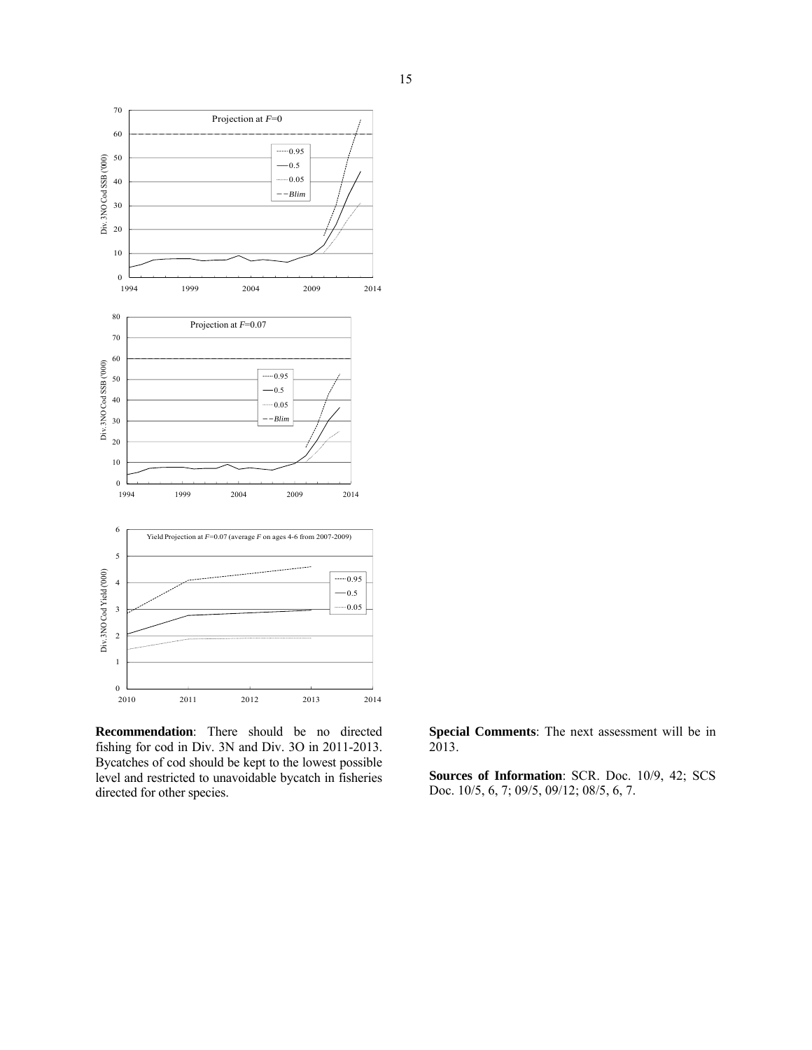**Recommendation**: There should be no directed fishing for cod in Div. 3N and Div. 3O in 2011-2013. Bycatches of cod should be kept to the lowest possible level and restricted to unavoidable bycatch in fisheries directed for other species.

**Special Comments**: The next assessment will be in 2013.

**Sources of Information**: SCR. Doc. 10/9, 42; SCS Doc. 10/5, 6, 7; 09/5, 09/12; 08/5, 6, 7.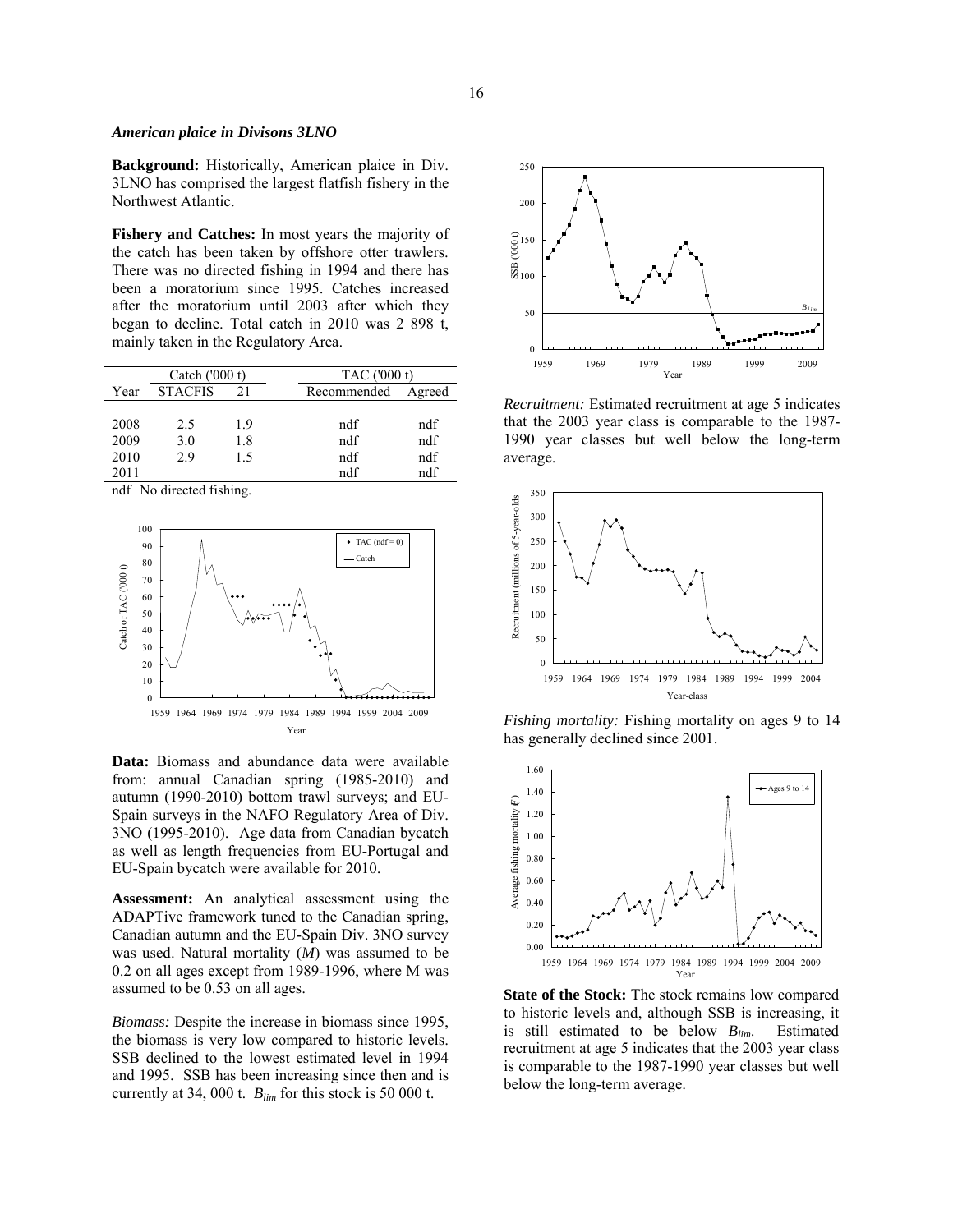### *American plaice in Divisons 3LNO*

**Background:** Historically, American plaice in Div. 3LNO has comprised the largest flatfish fishery in the Northwest Atlantic.

**Fishery and Catches:** In most years the majority of the catch has been taken by offshore otter trawlers. There was no directed fishing in 1994 and there has been a moratorium since 1995. Catches increased after the moratorium until 2003 after which they began to decline. Total catch in 2010 was 2 898 t, mainly taken in the Regulatory Area.

| | Catch ('000 t) | | TAC ('000 t) | |
|---|---|---|---|---|
| Year | STACFIS | 21 | Recommended | Agreed |
| 2008 | 2.5 | 1.9 | ndf | ndf |
| 2009 | 3.0 | 1.8 | ndf | ndf |
| 2010 | 2.9 | 1.5 | ndf | ndf |
| 2011 | | | ndf | ndf |

ndf No directed fishing.

**Data:** Biomass and abundance data were available from: annual Canadian spring (1985-2010) and autumn (1990-2010) bottom trawl surveys; and EU-Spain surveys in the NAFO Regulatory Area of Div. 3NO (1995-2010). Age data from Canadian bycatch as well as length frequencies from EU-Portugal and EU-Spain bycatch were available for 2010.

**Assessment:** An analytical assessment using the ADAPTive framework tuned to the Canadian spring, Canadian autumn and the EU-Spain Div. 3NO survey was used. Natural mortality ($M$) was assumed to be 0.2 on all ages except from 1989-1996, where M was assumed to be 0.53 on all ages.

*Biomass:* Despite the increase in biomass since 1995, the biomass is very low compared to historic levels. SSB declined to the lowest estimated level in 1994 and 1995. SSB has been increasing since then and is currently at 34, 000 t. $B_{lim}$ for this stock is 50 000 t.

*Recruitment:* Estimated recruitment at age 5 indicates that the 2003 year class is comparable to the 1987-1990 year classes but well below the long-term average.

*Fishing mortality:* Fishing mortality on ages 9 to 14 has generally declined since 2001.

**State of the Stock:** The stock remains low compared to historic levels and, although SSB is increasing, it is still estimated to be below $B_{lim}$. Estimated recruitment at age 5 indicates that the 2003 year class is comparable to the 1987-1990 year classes but well below the long-term average.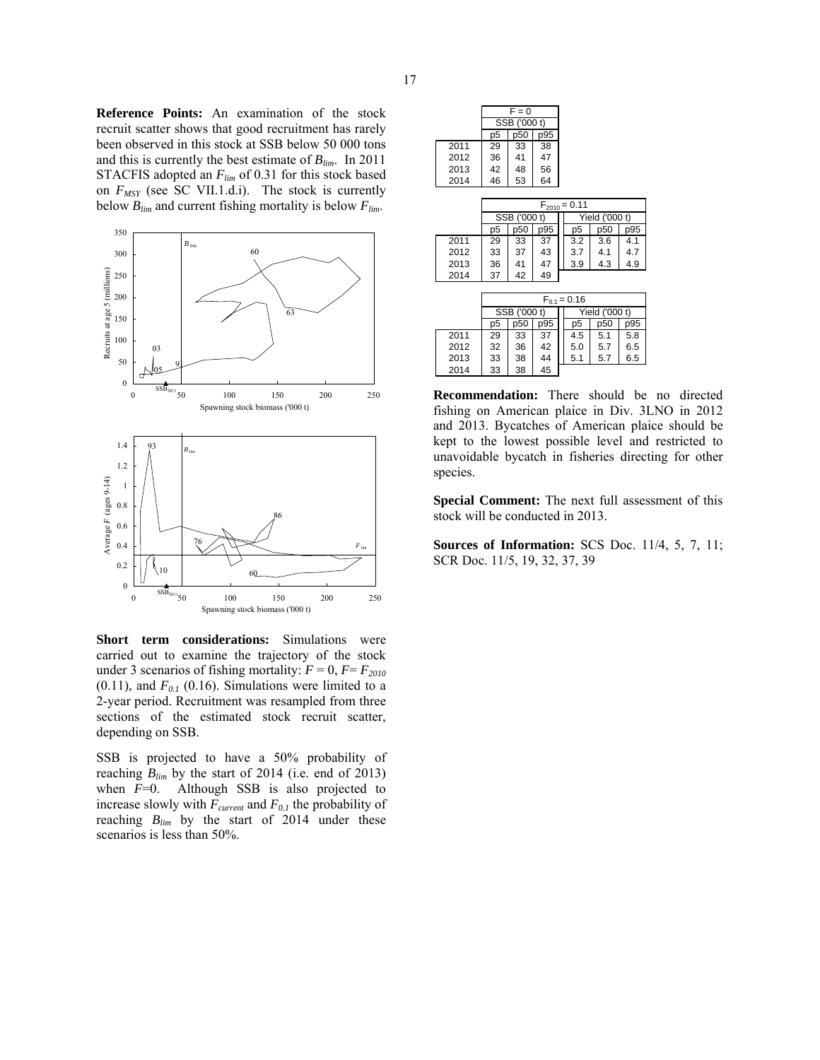**Reference Points:** An examination of the stock recruit scatter shows that good recruitment has rarely been observed in this stock at SSB below 50 000 tons and this is currently the best estimate of $B_{lim}$. In 2011 STACFIS adopted an $F_{lim}$ of 0.31 for this stock based on $F_{MSY}$ (see SC VII.1.d.i). The stock is currently below $B_{lim}$ and current fishing mortality is below $F_{lim}$.

**Short term considerations:** Simulations were carried out to examine the trajectory of the stock under 3 scenarios of fishing mortality: $F = 0$, $F = F_{2010}$ (0.11), and $F_{0.1}$ (0.16). Simulations were limited to a 2-year period. Recruitment was resampled from three sections of the estimated stock recruit scatter, depending on SSB.

SSB is projected to have a 50% probability of reaching $B_{lim}$ by the start of 2014 (i.e. end of 2013) when $F$=0. Although SSB is also projected to increase slowly with $F_{current}$ and $F_{0.1}$ the probability of reaching $B_{lim}$ by the start of 2014 under these scenarios is less than 50%.

| | $F = 0$ | | |
|---|---|---|---|
| | SSB ('000 t) | | |
| | p5 | p50 | p95 |
| 2011 | 29 | 33 | 38 |
| 2012 | 36 | 41 | 47 |
| 2013 | 42 | 48 | 56 |
| 2014 | 46 | 53 | 64 |

| | $F_{2010} = 0.11$ | | | | | |
|---|---|---|---|---|---|---|
| | SSB ('000 t) | | | Yield ('000 t) | | |
| | p5 | p50 | p95 | p5 | p50 | p95 |
| 2011 | 29 | 33 | 37 | 3.2 | 3.6 | 4.1 |
| 2012 | 33 | 37 | 43 | 3.7 | 4.1 | 4.7 |
| 2013 | 36 | 41 | 47 | 3.9 | 4.3 | 4.9 |
| 2014 | 37 | 42 | 49 | | | |

| | $F_{0.1} = 0.16$ | | | | | |
|---|---|---|---|---|---|---|
| | SSB ('000 t) | | | Yield ('000 t) | | |
| | p5 | p50 | p95 | p5 | p50 | p95 |
| 2011 | 29 | 33 | 37 | 4.5 | 5.1 | 5.8 |
| 2012 | 32 | 36 | 42 | 5.0 | 5.7 | 6.5 |
| 2013 | 33 | 38 | 44 | 5.1 | 5.7 | 6.5 |
| 2014 | 33 | 38 | 45 | | | |

**Recommendation:** There should be no directed fishing on American plaice in Div. 3LNO in 2012 and 2013. Bycatches of American plaice should be kept to the lowest possible level and restricted to unavoidable bycatch in fisheries directing for other species.

**Special Comment:** The next full assessment of this stock will be conducted in 2013.

**Sources of Information:** SCS Doc. 11/4, 5, 7, 11; SCR Doc. 11/5, 19, 32, 37, 39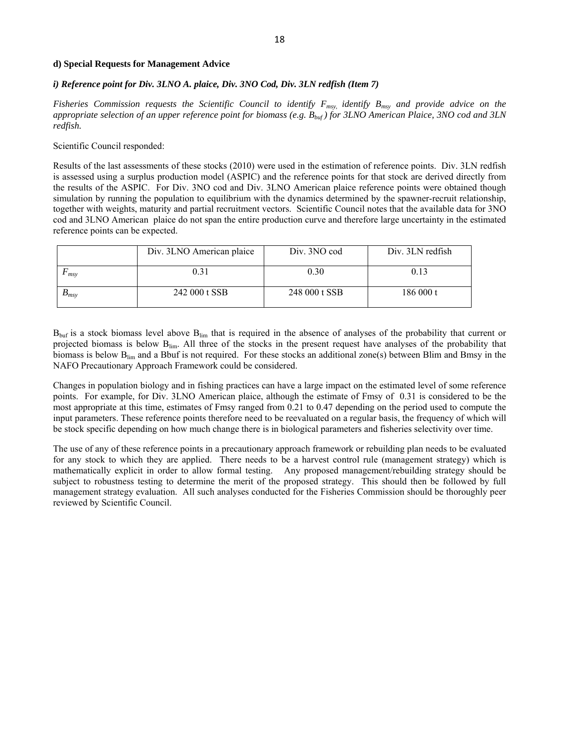**d) Special Requests for Management Advice**

***i) Reference point for Div. 3LNO A. plaice, Div. 3NO Cod, Div. 3LN redfish (Item 7)***

*Fisheries Commission requests the Scientific Council to identify $F_{msy}$, identify $B_{msy}$ and provide advice on the appropriate selection of an upper reference point for biomass (e.g. $B_{buf}$) for 3LNO American Plaice, 3NO cod and 3LN redfish.*

Scientific Council responded:

Results of the last assessments of these stocks (2010) were used in the estimation of reference points. Div. 3LN redfish is assessed using a surplus production model (ASPIC) and the reference points for that stock are derived directly from the results of the ASPIC. For Div. 3NO cod and Div. 3LNO American plaice reference points were obtained though simulation by running the population to equilibrium with the dynamics determined by the spawner-recruit relationship, together with weights, maturity and partial recruitment vectors. Scientific Council notes that the available data for 3NO cod and 3LNO American plaice do not span the entire production curve and therefore large uncertainty in the estimated reference points can be expected.

| | Div. 3LNO American plaice | Div. 3NO cod | Div. 3LN redfish |
|---|---|---|---|
| $F_{msy}$ | 0.31 | 0.30 | 0.13 |
| $B_{msy}$ | 242 000 t SSB | 248 000 t SSB | 186 000 t |

$B_{buf}$ is a stock biomass level above $B_{lim}$ that is required in the absence of analyses of the probability that current or projected biomass is below $B_{lim}$. All three of the stocks in the present request have analyses of the probability that biomass is below $B_{lim}$ and a Bbuf is not required. For these stocks an additional zone(s) between Blim and Bmsy in the NAFO Precautionary Approach Framework could be considered.

Changes in population biology and in fishing practices can have a large impact on the estimated level of some reference points. For example, for Div. 3LNO American plaice, although the estimate of Fmsy of 0.31 is considered to be the most appropriate at this time, estimates of Fmsy ranged from 0.21 to 0.47 depending on the period used to compute the input parameters. These reference points therefore need to be reevaluated on a regular basis, the frequency of which will be stock specific depending on how much change there is in biological parameters and fisheries selectivity over time.

The use of any of these reference points in a precautionary approach framework or rebuilding plan needs to be evaluated for any stock to which they are applied. There needs to be a harvest control rule (management strategy) which is mathematically explicit in order to allow formal testing. Any proposed management/rebuilding strategy should be subject to robustness testing to determine the merit of the proposed strategy. This should then be followed by full management strategy evaluation. All such analyses conducted for the Fisheries Commission should be thoroughly peer reviewed by Scientific Council.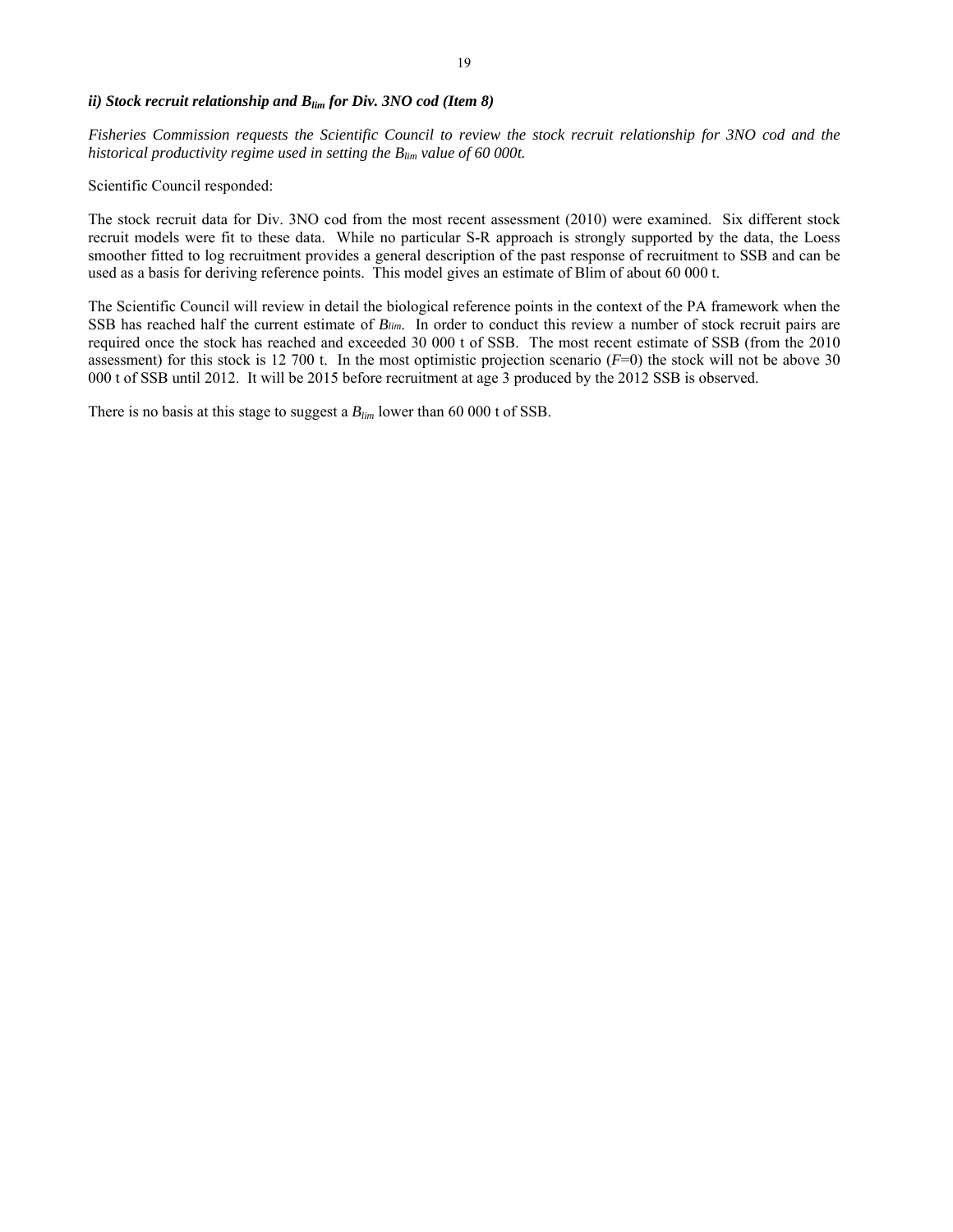### *ii) Stock recruit relationship and $B_{lim}$ for Div. 3NO cod (Item 8)*

*Fisheries Commission requests the Scientific Council to review the stock recruit relationship for 3NO cod and the historical productivity regime used in setting the $B_{lim}$ value of 60 000t.*

Scientific Council responded:

The stock recruit data for Div. 3NO cod from the most recent assessment (2010) were examined. Six different stock recruit models were fit to these data. While no particular S-R approach is strongly supported by the data, the Loess smoother fitted to log recruitment provides a general description of the past response of recruitment to SSB and can be used as a basis for deriving reference points. This model gives an estimate of Blim of about 60 000 t.

The Scientific Council will review in detail the biological reference points in the context of the PA framework when the SSB has reached half the current estimate of $B_{lim}$. In order to conduct this review a number of stock recruit pairs are required once the stock has reached and exceeded 30 000 t of SSB. The most recent estimate of SSB (from the 2010 assessment) for this stock is 12 700 t. In the most optimistic projection scenario ($F$=0) the stock will not be above 30 000 t of SSB until 2012. It will be 2015 before recruitment at age 3 produced by the 2012 SSB is observed.

There is no basis at this stage to suggest a $B_{lim}$ lower than 60 000 t of SSB.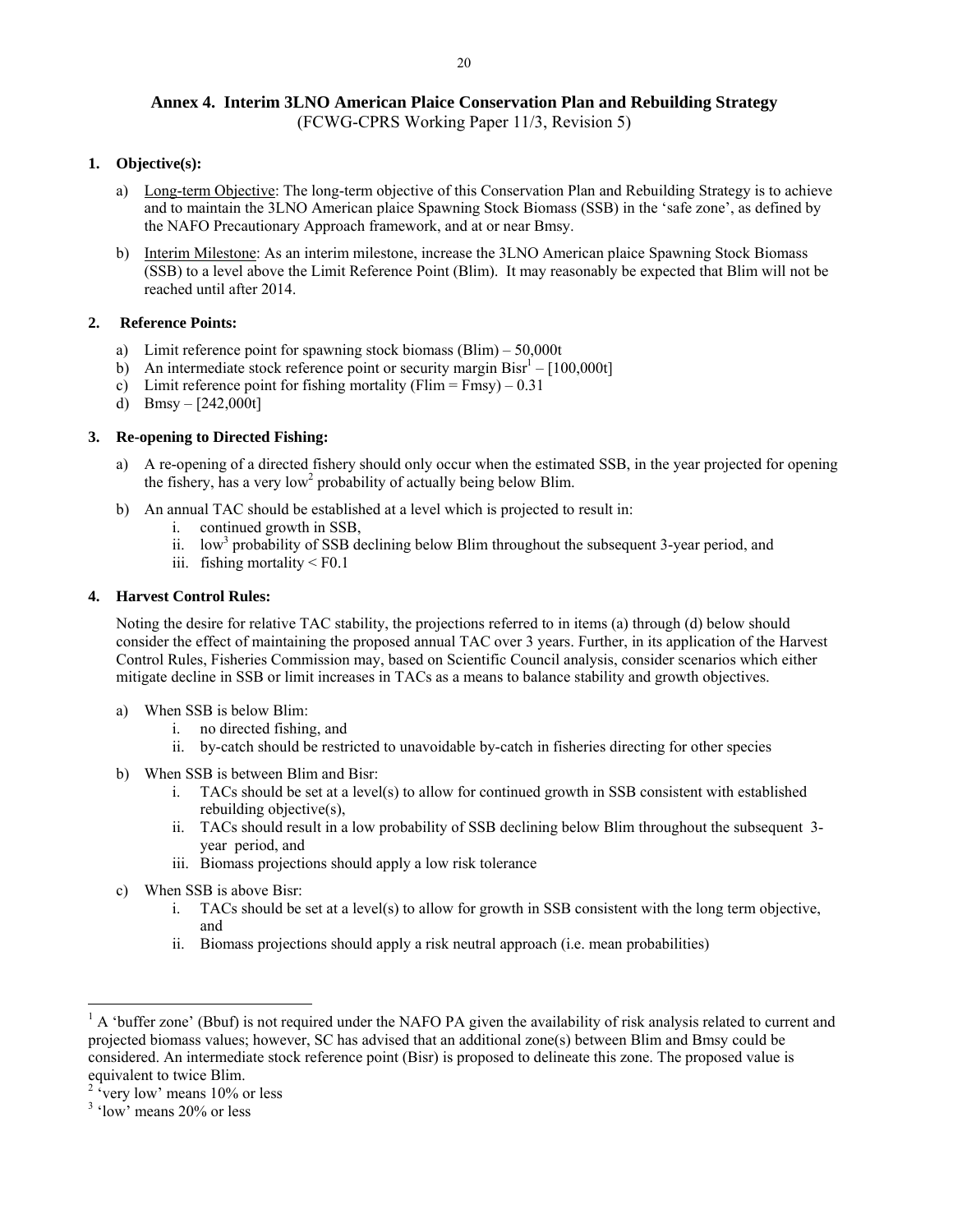## Annex 4. Interim 3LNO American Plaice Conservation Plan and Rebuilding Strategy

(FCWG-CPRS Working Paper 11/3, Revision 5)

### 1. Objective(s):

a) Long-term Objective: The long-term objective of this Conservation Plan and Rebuilding Strategy is to achieve and to maintain the 3LNO American plaice Spawning Stock Biomass (SSB) in the 'safe zone', as defined by the NAFO Precautionary Approach framework, and at or near Bmsy.

b) Interim Milestone: As an interim milestone, increase the 3LNO American plaice Spawning Stock Biomass (SSB) to a level above the Limit Reference Point (Blim). It may reasonably be expected that Blim will not be reached until after 2014.

### 2. Reference Points:

a) Limit reference point for spawning stock biomass (Blim) – 50,000t
b) An intermediate stock reference point or security margin Bisr[1] – [100,000t]
c) Limit reference point for fishing mortality (Flim = Fmsy) – 0.31
d) Bmsy – [242,000t]

### 3. Re-opening to Directed Fishing:

a) A re-opening of a directed fishery should only occur when the estimated SSB, in the year projected for opening the fishery, has a very low[2] probability of actually being below Blim.

b) An annual TAC should be established at a level which is projected to result in:
   i. continued growth in SSB,
   ii. low[3] probability of SSB declining below Blim throughout the subsequent 3-year period, and
   iii. fishing mortality < F0.1

### 4. Harvest Control Rules:

Noting the desire for relative TAC stability, the projections referred to in items (a) through (d) below should consider the effect of maintaining the proposed annual TAC over 3 years. Further, in its application of the Harvest Control Rules, Fisheries Commission may, based on Scientific Council analysis, consider scenarios which either mitigate decline in SSB or limit increases in TACs as a means to balance stability and growth objectives.

a) When SSB is below Blim:
   i. no directed fishing, and
   ii. by-catch should be restricted to unavoidable by-catch in fisheries directing for other species

b) When SSB is between Blim and Bisr:
   i. TACs should be set at a level(s) to allow for continued growth in SSB consistent with established rebuilding objective(s),
   ii. TACs should result in a low probability of SSB declining below Blim throughout the subsequent 3-year period, and
   iii. Biomass projections should apply a low risk tolerance

c) When SSB is above Bisr:
   i. TACs should be set at a level(s) to allow for growth in SSB consistent with the long term objective, and
   ii. Biomass projections should apply a risk neutral approach (i.e. mean probabilities)

---

[1] A 'buffer zone' (Bbuf) is not required under the NAFO PA given the availability of risk analysis related to current and projected biomass values; however, SC has advised that an additional zone(s) between Blim and Bmsy could be considered. An intermediate stock reference point (Bisr) is proposed to delineate this zone. The proposed value is equivalent to twice Blim.

[2] 'very low' means 10% or less

[3] 'low' means 20% or less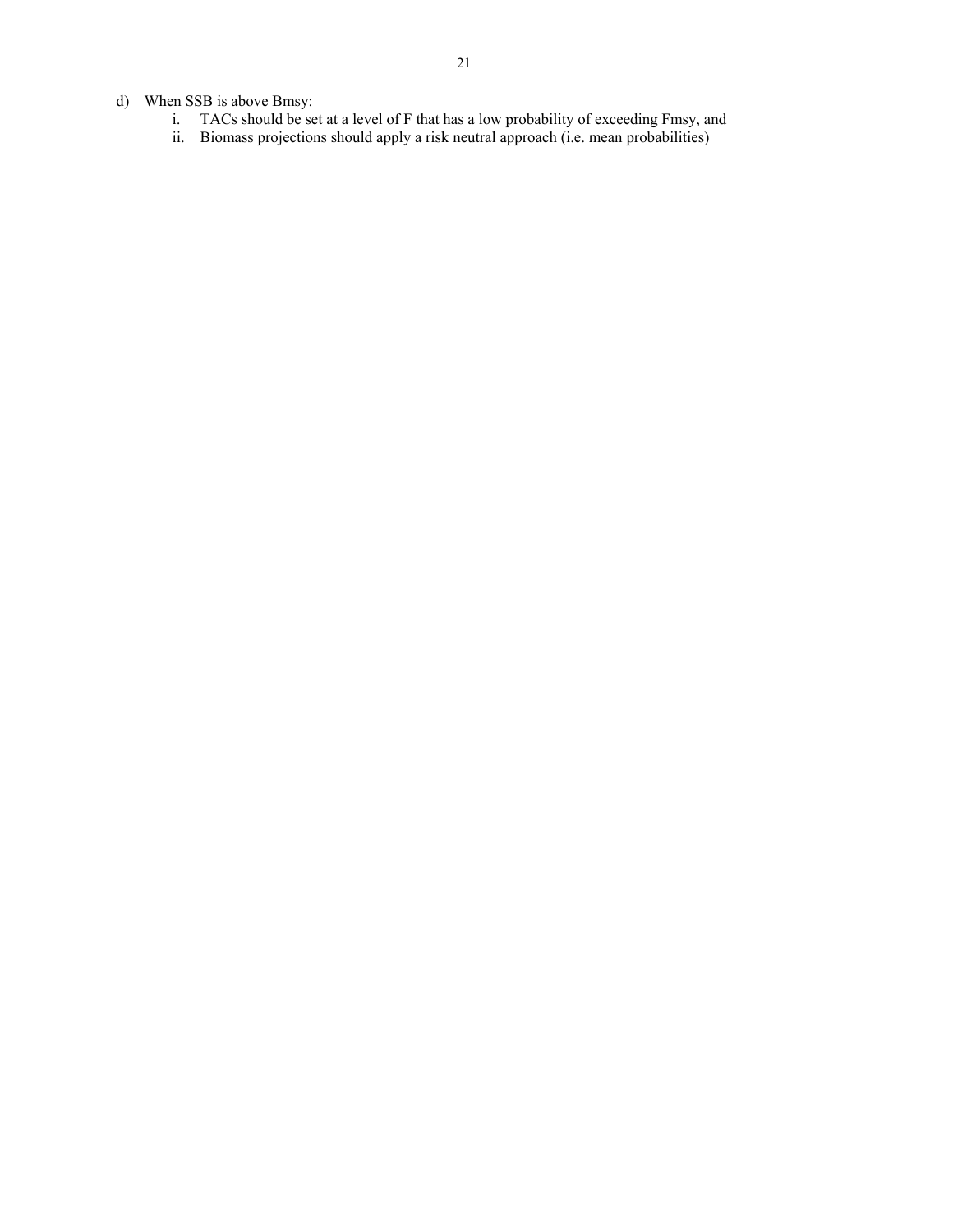d) When SSB is above Bmsy:
   i. TACs should be set at a level of F that has a low probability of exceeding Fmsy, and
   ii. Biomass projections should apply a risk neutral approach (i.e. mean probabilities)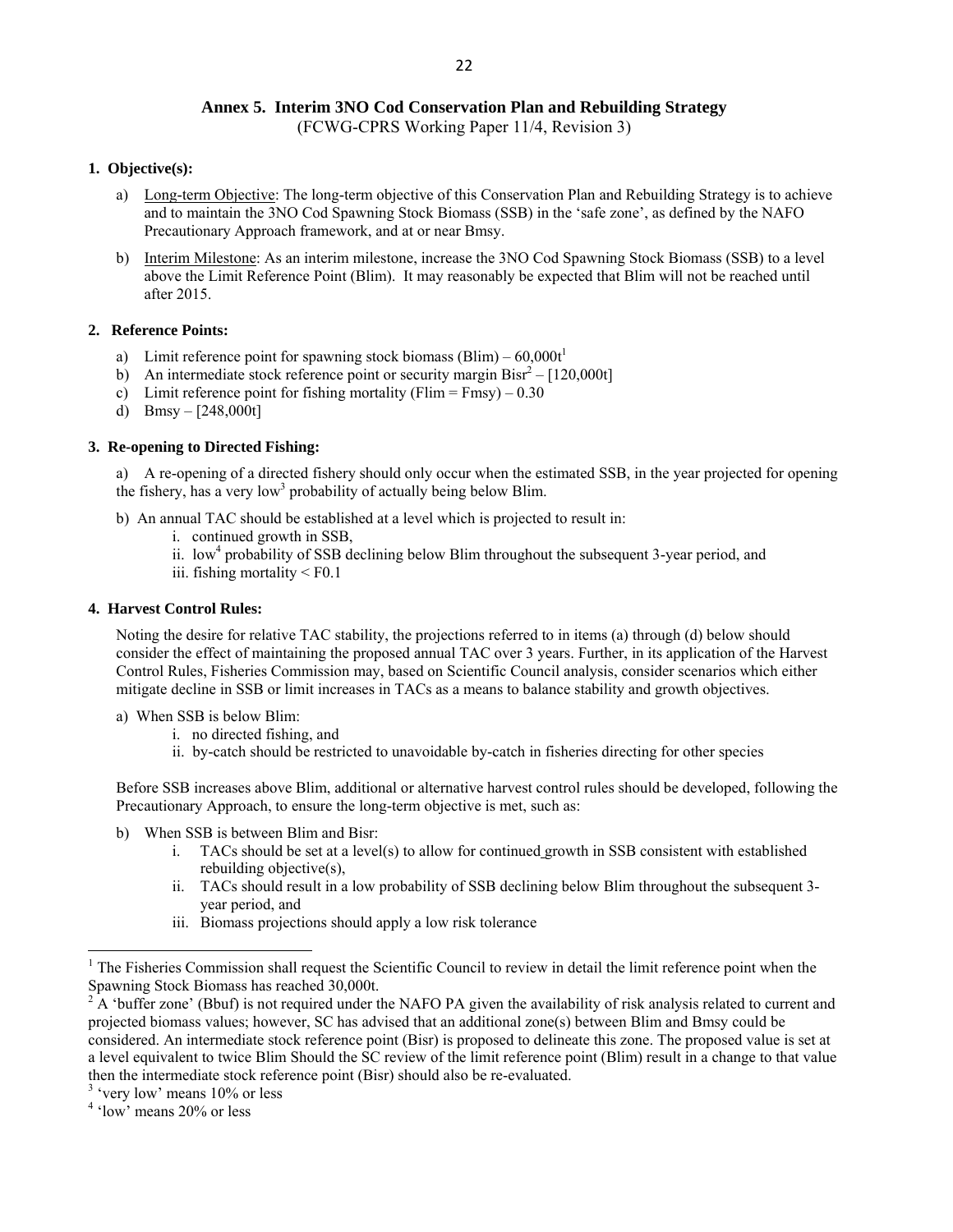## Annex 5. Interim 3NO Cod Conservation Plan and Rebuilding Strategy

(FCWG-CPRS Working Paper 11/4, Revision 3)

### 1. Objective(s):

a) Long-term Objective: The long-term objective of this Conservation Plan and Rebuilding Strategy is to achieve and to maintain the 3NO Cod Spawning Stock Biomass (SSB) in the 'safe zone', as defined by the NAFO Precautionary Approach framework, and at or near Bmsy.

b) Interim Milestone: As an interim milestone, increase the 3NO Cod Spawning Stock Biomass (SSB) to a level above the Limit Reference Point (Blim). It may reasonably be expected that Blim will not be reached until after 2015.

### 2. Reference Points:

a) Limit reference point for spawning stock biomass (Blim) – 60,000t[1]
b) An intermediate stock reference point or security margin Bisr[2] – [120,000t]
c) Limit reference point for fishing mortality (Flim = Fmsy) – 0.30
d) Bmsy – [248,000t]

### 3. Re-opening to Directed Fishing:

a) A re-opening of a directed fishery should only occur when the estimated SSB, in the year projected for opening the fishery, has a very low[3] probability of actually being below Blim.

b) An annual TAC should be established at a level which is projected to result in:
   i. continued growth in SSB,
   ii. low[4] probability of SSB declining below Blim throughout the subsequent 3-year period, and
   iii. fishing mortality < F0.1

### 4. Harvest Control Rules:

Noting the desire for relative TAC stability, the projections referred to in items (a) through (d) below should consider the effect of maintaining the proposed annual TAC over 3 years. Further, in its application of the Harvest Control Rules, Fisheries Commission may, based on Scientific Council analysis, consider scenarios which either mitigate decline in SSB or limit increases in TACs as a means to balance stability and growth objectives.

a) When SSB is below Blim:
   i. no directed fishing, and
   ii. by-catch should be restricted to unavoidable by-catch in fisheries directing for other species

Before SSB increases above Blim, additional or alternative harvest control rules should be developed, following the Precautionary Approach, to ensure the long-term objective is met, such as:

b) When SSB is between Blim and Bisr:
   i. TACs should be set at a level(s) to allow for continued growth in SSB consistent with established rebuilding objective(s),
   ii. TACs should result in a low probability of SSB declining below Blim throughout the subsequent 3-year period, and
   iii. Biomass projections should apply a low risk tolerance

---

[1] The Fisheries Commission shall request the Scientific Council to review in detail the limit reference point when the Spawning Stock Biomass has reached 30,000t.

[2] A 'buffer zone' (Bbuf) is not required under the NAFO PA given the availability of risk analysis related to current and projected biomass values; however, SC has advised that an additional zone(s) between Blim and Bmsy could be considered. An intermediate stock reference point (Bisr) is proposed to delineate this zone. The proposed value is set at a level equivalent to twice Blim Should the SC review of the limit reference point (Blim) result in a change to that value then the intermediate stock reference point (Bisr) should also be re-evaluated.

[3] 'very low' means 10% or less

[4] 'low' means 20% or less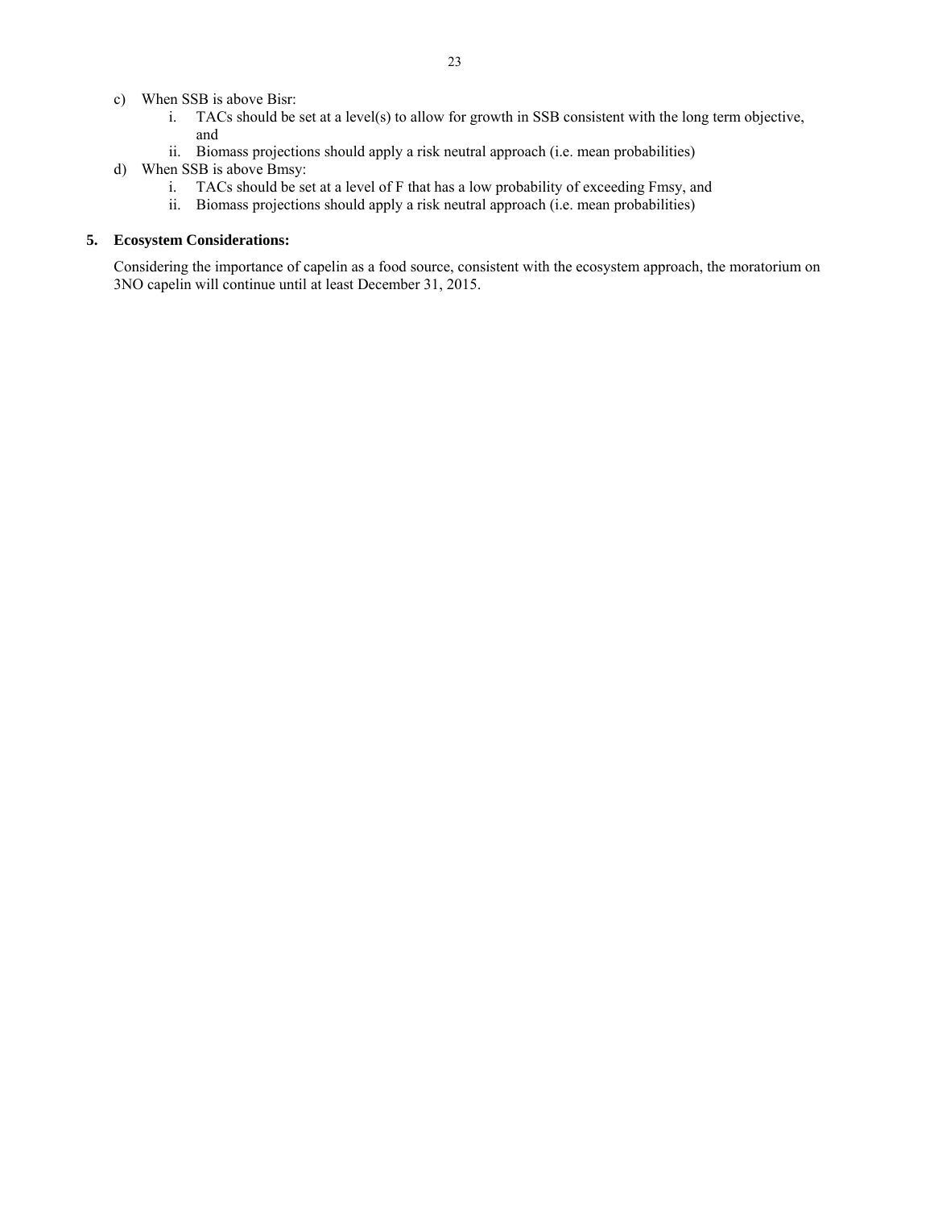c) When SSB is above Bisr:
   i. TACs should be set at a level(s) to allow for growth in SSB consistent with the long term objective, and
   ii. Biomass projections should apply a risk neutral approach (i.e. mean probabilities)
d) When SSB is above Bmsy:
   i. TACs should be set at a level of F that has a low probability of exceeding Fmsy, and
   ii. Biomass projections should apply a risk neutral approach (i.e. mean probabilities)

**5. Ecosystem Considerations:**

Considering the importance of capelin as a food source, consistent with the ecosystem approach, the moratorium on 3NO capelin will continue until at least December 31, 2015.